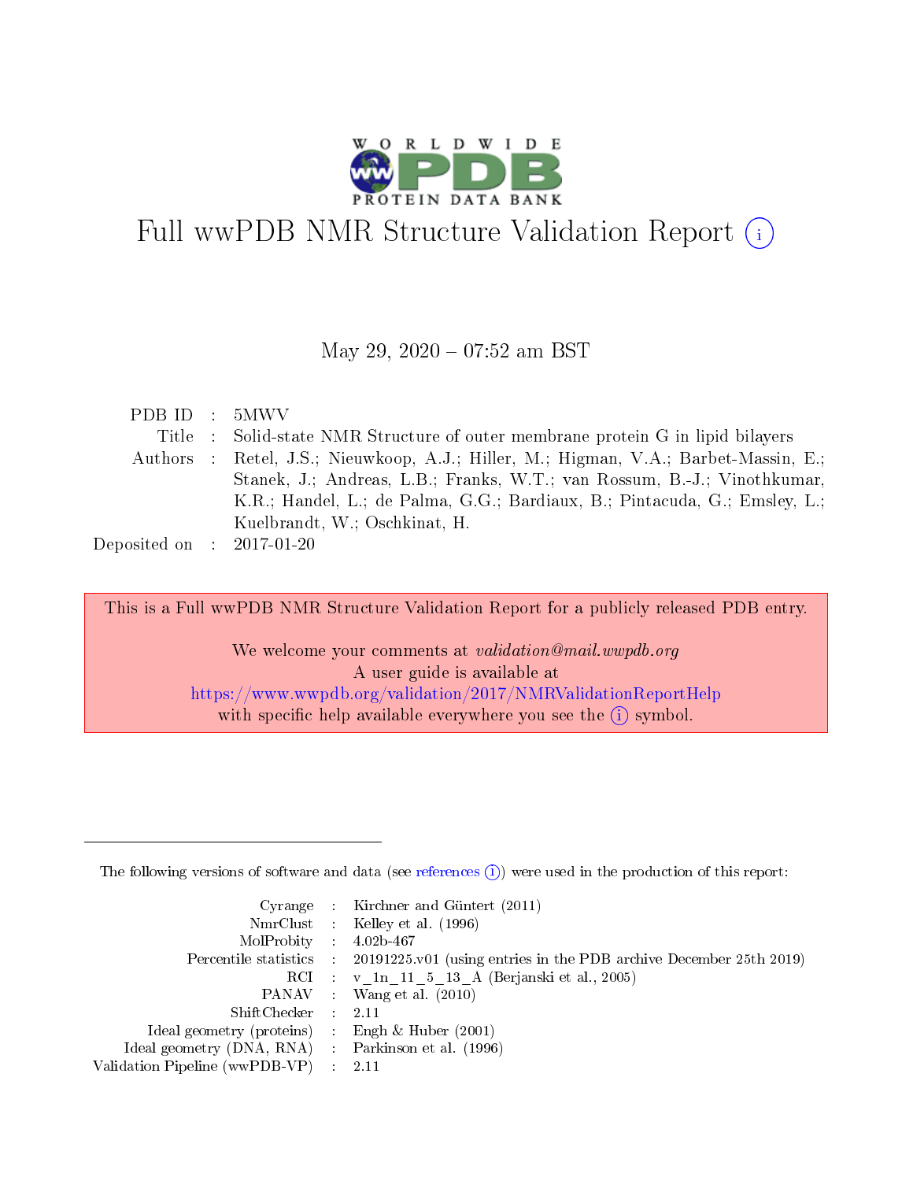# Full wwPDB NMR Structure Validation Report (i)

May 29, 2020 – 07:52 am BST

| | | |
|---|---|---|
| PDB ID | : | 5MWV |
| Title | : | Solid-state NMR Structure of outer membrane protein G in lipid bilayers |
| Authors | : | Retel, J.S.; Nieuwkoop, A.J.; Hiller, M.; Higman, V.A.; Barbet-Massin, E.; Stanek, J.; Andreas, L.B.; Franks, W.T.; van Rossum, B.-J.; Vinothkumar, K.R.; Handel, L.; de Palma, G.G.; Bardiaux, B.; Pintacuda, G.; Emsley, L.; Kuelbrandt, W.; Oschkinat, H. |
| Deposited on | : | 2017-01-20 |

This is a Full wwPDB NMR Structure Validation Report for a publicly released PDB entry.

We welcome your comments at *validation@mail.wwpdb.org*
A user guide is available at
https://www.wwpdb.org/validation/2017/NMRValidationReportHelp
with specific help available everywhere you see the (i) symbol.

---

The following versions of software and data (see references (i)) were used in the production of this report:

| | | |
|---|---|---|
| Cyrange | : | Kirchner and Güntert (2011) |
| NmrClust | : | Kelley et al. (1996) |
| MolProbity | : | 4.02b-467 |
| Percentile statistics | : | 20191225.v01 (using entries in the PDB archive December 25th 2019) |
| RCI | : | v_1n_11_5_13_A (Berjanski et al., 2005) |
| PANAV | : | Wang et al. (2010) |
| ShiftChecker | : | 2.11 |
| Ideal geometry (proteins) | : | Engh & Huber (2001) |
| Ideal geometry (DNA, RNA) | : | Parkinson et al. (1996) |
| Validation Pipeline (wwPDB-VP) | : | 2.11 |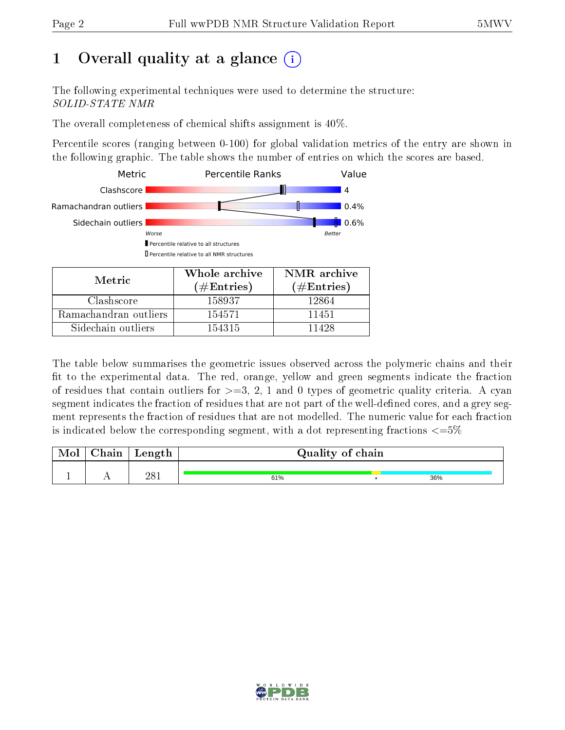# 1 Overall quality at a glance (i)

The following experimental techniques were used to determine the structure:
*SOLID-STATE NMR*

The overall completeness of chemical shifts assignment is 40%.

Percentile scores (ranging between 0-100) for global validation metrics of the entry are shown in the following graphic. The table shows the number of entries on which the scores are based.

| Metric | Value |
|---|---|
| Clashscore | 4 |
| Ramachandran outliers | 0.4% |
| Sidechain outliers | 0.6% |

Worse ← → Better

▮ Percentile relative to all structures
▯ Percentile relative to all NMR structures

| Metric | Whole archive (#Entries) | NMR archive (#Entries) |
|---|---|---|
| Clashscore | 158937 | 12864 |
| Ramachandran outliers | 154571 | 11451 |
| Sidechain outliers | 154315 | 11428 |

The table below summarises the geometric issues observed across the polymeric chains and their fit to the experimental data. The red, orange, yellow and green segments indicate the fraction of residues that contain outliers for >=3, 2, 1 and 0 types of geometric quality criteria. A cyan segment indicates the fraction of residues that are not part of the well-defined cores, and a grey segment represents the fraction of residues that are not modelled. The numeric value for each fraction is indicated below the corresponding segment, with a dot representing fractions <=5%

| Mol | Chain | Length | Quality of chain |
|---|---|---|---|
| 1 | A | 281 | 61% • 36% |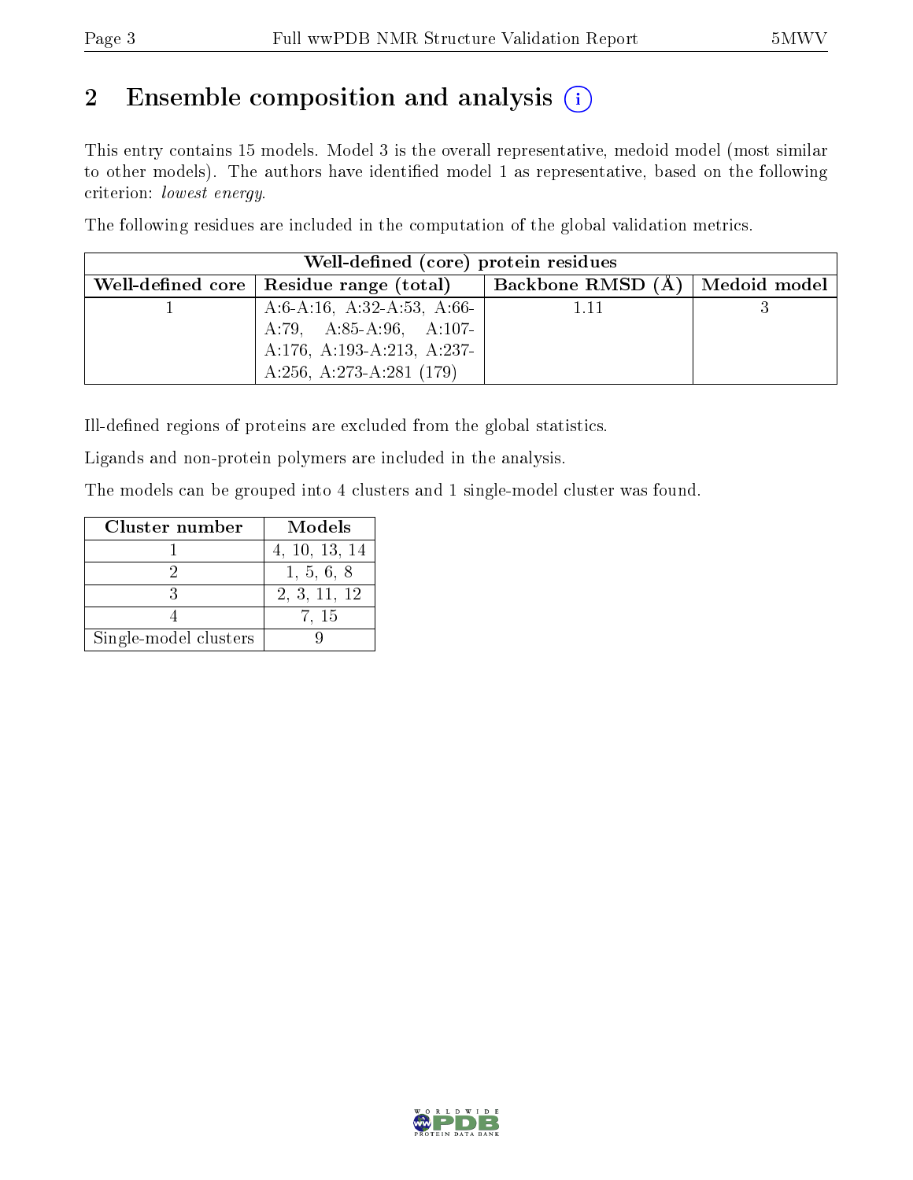## 2 Ensemble composition and analysis

This entry contains 15 models. Model 3 is the overall representative, medoid model (most similar to other models). The authors have identified model 1 as representative, based on the following criterion: *lowest energy*.

The following residues are included in the computation of the global validation metrics.

| Well-defined (core) protein residues | | | |
|---|---|---|---|
| Well-defined core | Residue range (total) | Backbone RMSD (Å) | Medoid model |
| 1 | A:6-A:16, A:32-A:53, A:66-A:79, A:85-A:96, A:107-A:176, A:193-A:213, A:237-A:256, A:273-A:281 (179) | 1.11 | 3 |

Ill-defined regions of proteins are excluded from the global statistics.

Ligands and non-protein polymers are included in the analysis.

The models can be grouped into 4 clusters and 1 single-model cluster was found.

| Cluster number | Models |
|---|---|
| 1 | 4, 10, 13, 14 |
| 2 | 1, 5, 6, 8 |
| 3 | 2, 3, 11, 12 |
| 4 | 7, 15 |
| Single-model clusters | 9 |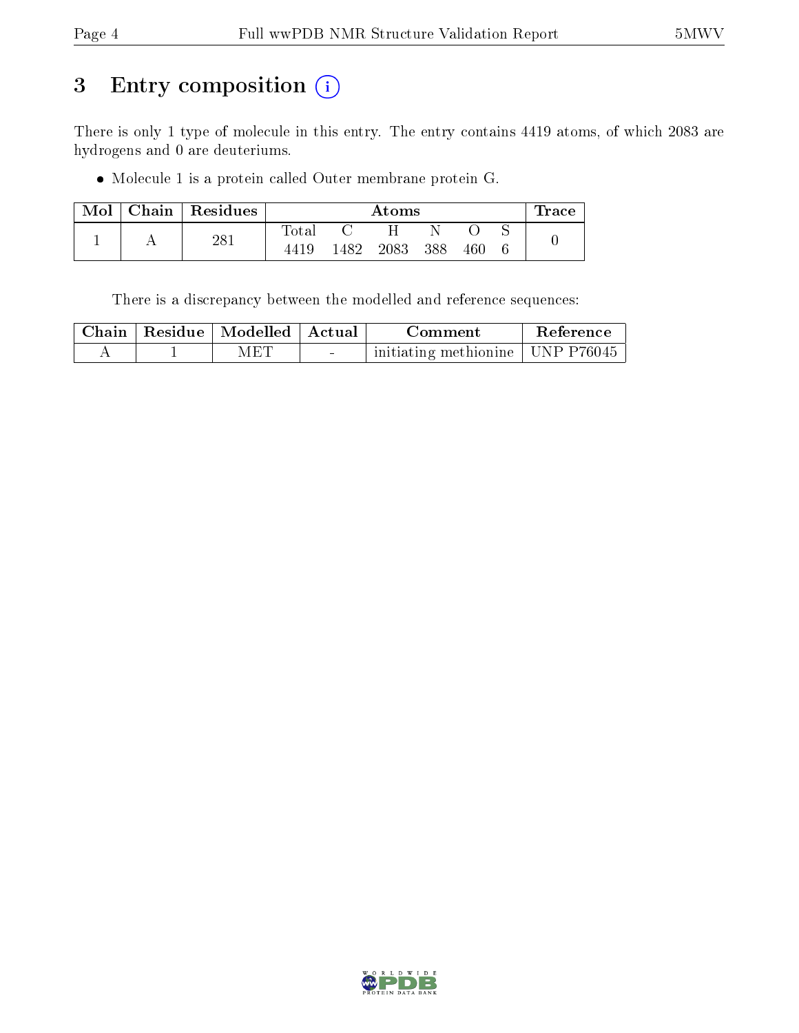# 3 Entry composition (i)

There is only 1 type of molecule in this entry. The entry contains 4419 atoms, of which 2083 are hydrogens and 0 are deuteriums.

- Molecule 1 is a protein called Outer membrane protein G.

| Mol | Chain | Residues | Atoms | | | | | | Trace |
|---|---|---|---|---|---|---|---|---|---|
| | | | Total | C | H | N | O | S | |
| 1 | A | 281 | 4419 | 1482 | 2083 | 388 | 460 | 6 | 0 |

There is a discrepancy between the modelled and reference sequences:

| Chain | Residue | Modelled | Actual | Comment | Reference |
|---|---|---|---|---|---|
| A | 1 | MET | - | initiating methionine | UNP P76045 |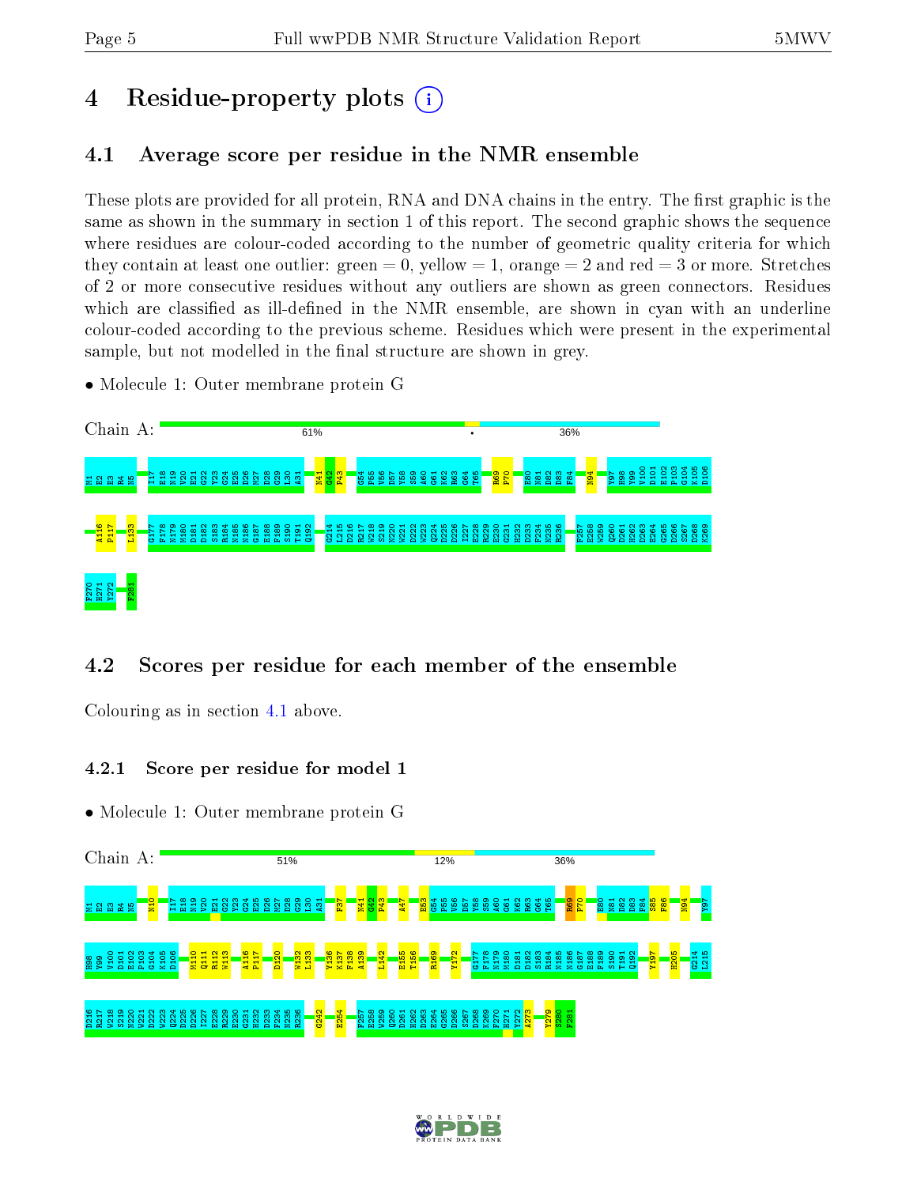# 4 Residue-property plots

## 4.1 Average score per residue in the NMR ensemble

These plots are provided for all protein, RNA and DNA chains in the entry. The first graphic is the same as shown in the summary in section 1 of this report. The second graphic shows the sequence where residues are colour-coded according to the number of geometric quality criteria for which they contain at least one outlier: green = 0, yellow = 1, orange = 2 and red = 3 or more. Stretches of 2 or more consecutive residues without any outliers are shown as green connectors. Residues which are classified as ill-defined in the NMR ensemble, are shown in cyan with an underline colour-coded according to the previous scheme. Residues which were present in the experimental sample, but not modelled in the final structure are shown in grey.

- Molecule 1: Outer membrane protein G

Chain A: 61% • 36%

M1 E2 E3 R4 N5 I17 E18 N19 V20 E21 G22 V23 G24 E25 D26 M27 D28 G29 L30 A31 N41 G42 P43 G54 P55 V56 D57 Y58 S59 A60 G61 K62 R63 G64 T65 R69 P70 E80 N81 D82 D83 F84 N94 Y97 H98 Y99 V100 D101 E102 P103 G104 K105 D106 A116 P117 L133 G177 F178 N179 M180 D181 D182 S183 R184 N185 N186 G187 E188 F189 S190 T191 Q192 G214 L215 D216 R217 W218 S219 N220 W221 D222 W223 Q224 D225 D226 I227 E228 R229 E230 G231 H232 D233 F234 N235 R236 F257 E258 W259 Q260 D261 H262 D263 E264 G265 D266 S267 D268 K269 F270 H271 Y272 F281

## 4.2 Scores per residue for each member of the ensemble

Colouring as in section 4.1 above.

### 4.2.1 Score per residue for model 1

- Molecule 1: Outer membrane protein G

Chain A: 51% 12% 36%

M1 E2 E3 R4 N5 N10 I17 E18 N19 V20 E21 G22 V23 G24 E25 D26 M27 D28 G29 L30 A31 F37 N41 G42 P43 A47 E53 G54 P55 V56 D57 Y58 S59 A60 G61 K62 R63 G64 T65 R69 P70 E80 N81 D82 D83 F84 S85 F86 N94 Y97 H98 Y99 V100 D101 E102 P103 G104 K105 D106 M110 Q111 R112 W113 A116 P117 D120 W132 L133 Y136 K137 F138 A139 L142 E155 T156 R169 Y172 G177 F178 N179 M180 D181 D182 S183 R184 N185 N186 G187 E188 F189 S190 T191 Q192 Y197 H205 G214 L215 D216 R217 W218 S219 N220 W221 D222 W223 Q224 D225 D226 I227 E228 R229 E230 G231 H232 D233 F234 N235 R236 G242 E254 F257 E258 W259 Q260 D261 H262 D263 E264 G265 D266 S267 D268 K269 F270 H271 Y272 A273 Y279 S280 F281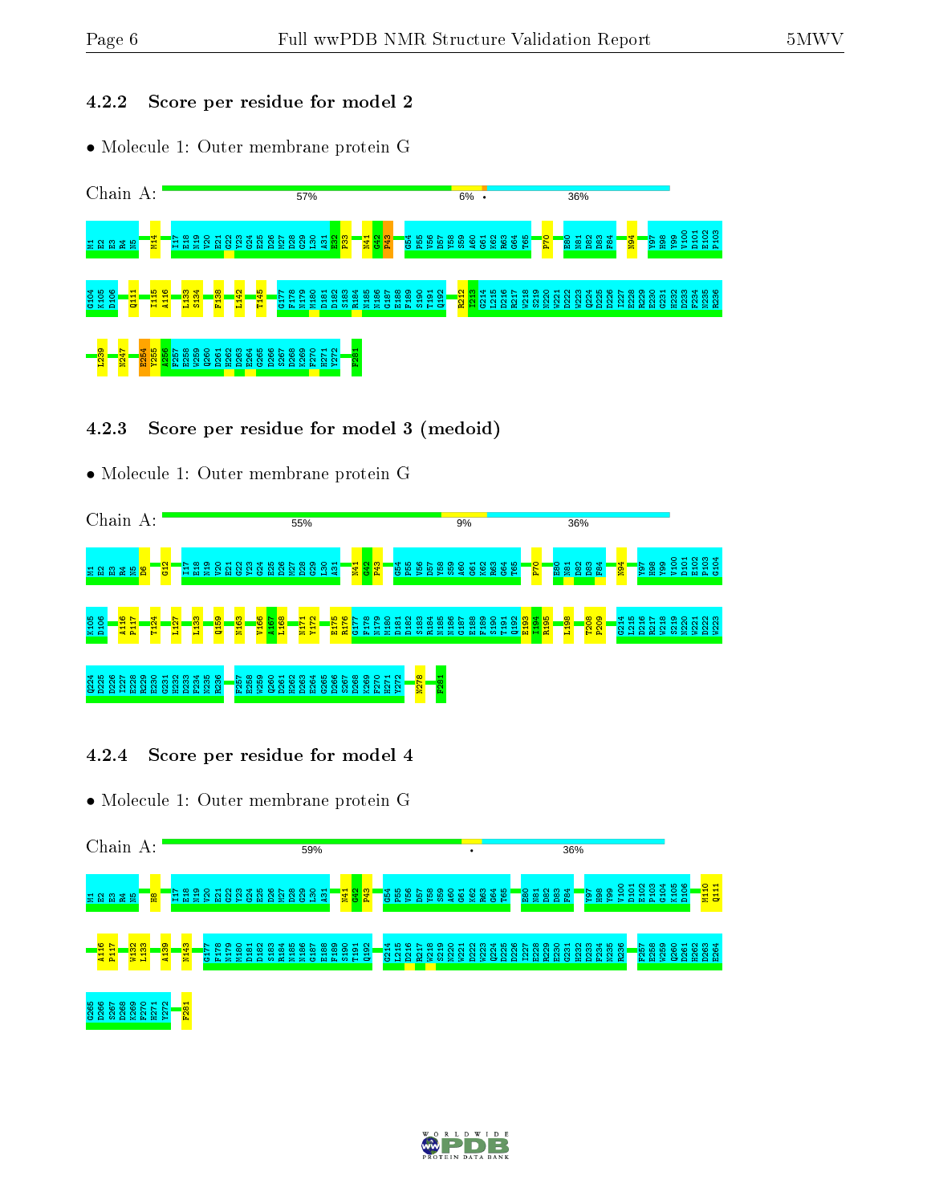### 4.2.2 Score per residue for model 2

- Molecule 1: Outer membrane protein G

Chain A: 57% 6% • 36%

M1 E2 E3 R4 M14 I17 E18 N19 V20 E21 G22 Y23 G24 E25 D26 N27 D28 G29 L30 A31 K32 P33 N41 G42 P43 G54 P55 V56 D57 Y58 S59 A60 G61 K62 R63 G64 T65 P70 E80 N81 D82 D83 F84 N94 Y97 H98 Y99 V100 D101 E102 P103 G104 K105 D106 Q111 I115 A116 L133 S134 F138 L142 T145 G177 F178 N179 M180 D181 D182 S183 R184 N185 N186 G187 E188 F189 S190 T191 Q192 R212 I213 G214 L215 D216 R217 W218 S219 N220 W221 D222 W223 Q224 D225 D226 I227 E228 R229 E230 G231 H232 D233 F234 N235 R236 L239 N247 E254 Y255 A256 F257 E258 W259 Q260 D261 H262 D263 E264 G265 D266 S267 D268 K269 F270 H271 Y272 F281

### 4.2.3 Score per residue for model 3 (medoid)

- Molecule 1: Outer membrane protein G

Chain A: 55% 9% 36%

M1 E2 E3 R4 N5 D6 G12 I17 E18 N19 V20 E21 G22 Y23 G24 E25 D26 N27 D28 G29 L30 A31 N41 G42 P43 G54 P55 V56 D57 Y58 S59 A60 G61 K62 R63 G64 T65 P70 E80 N81 D82 D83 F84 N94 Y97 H98 Y99 V100 D101 E102 P103 G104 K105 D106 A116 P117 T124 L127 L133 Q159 N163 V166 A167 L168 N171 Y172 E175 R176 G177 F178 N179 M180 D181 D182 S183 R184 N185 N186 G187 E188 F189 S190 T191 Q192 E193 I194 R195 L198 T208 P209 G214 L215 D216 R217 W218 S219 N220 W221 D222 W223 Q224 D225 D226 I227 E228 R229 E230 G231 H232 D233 F234 N235 R236 F257 E258 W259 Q260 D261 H262 D263 E264 G265 D266 S267 D268 K269 F270 H271 Y272 N278 F281

### 4.2.4 Score per residue for model 4

- Molecule 1: Outer membrane protein G

Chain A: 59% • 36%

M1 E2 E3 R4 N5 H8 I17 E18 N19 V20 E21 G22 Y23 G24 E25 D26 N27 D28 G29 L30 A31 N41 G42 P43 G54 P55 V56 D57 Y58 S59 A60 G61 K62 R63 G64 T65 E80 N81 D82 D83 F84 Y97 H98 Y99 V100 D101 E102 P103 G104 K105 D106 M110 Q111 A116 P117 W132 L133 A139 N143 G177 F178 N179 M180 D181 D182 S183 R184 N185 N186 G187 E188 F189 S190 T191 Q192 G214 L215 D216 R217 W218 S219 N220 W221 D222 W223 Q224 D225 D226 I227 E228 R229 E230 G231 H232 D233 F234 N235 R236 F257 E258 W259 Q260 D261 H262 D263 E264 G265 D266 S267 D268 K269 F270 H271 Y272 F281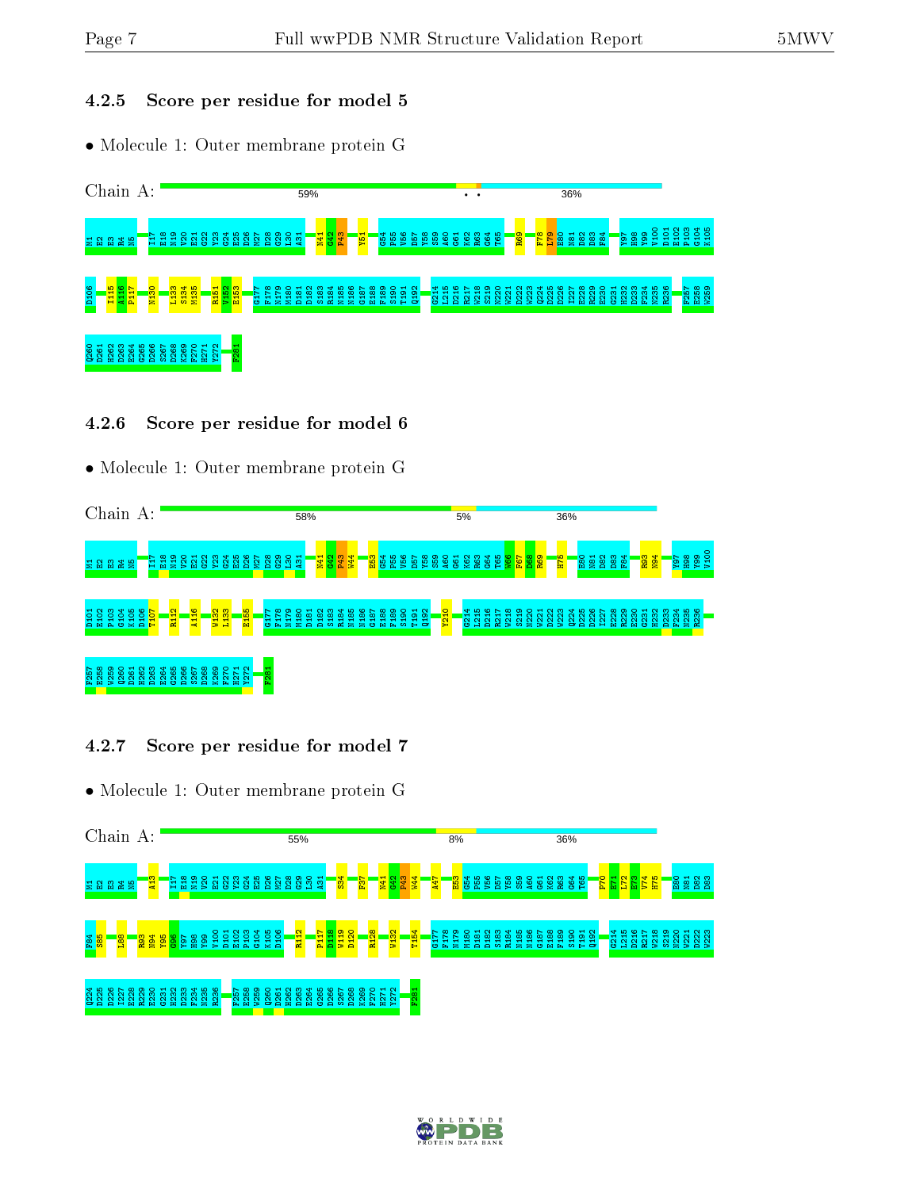### 4.2.5 Score per residue for model 5

- Molecule 1: Outer membrane protein G

Chain A: 59% • • 36%

M1 E2 E3 R4 N5 I17 E18 N19 V20 E21 G22 Y23 G24 E25 D26 M27 D28 G29 L30 A31 N41 G42 P43 Y51 G54 P55 V56 D57 Y58 S59 A60 G61 K62 R63 G64 T65 R69 F78 L79 E80 N81 D82 D83 F84 Y97 H98 Y99 V100 D101 E102 P103 G104 K105 D106 I115 A116 P117 N130 L133 S134 M135 R151 V152 E153 G177 F178 N179 M180 D181 D182 S183 R184 N185 N186 G187 E188 F189 S190 T191 Q192 G214 L215 D216 R217 W218 S219 N220 W221 D222 W223 Q224 D225 D226 I227 E228 R229 E230 G231 H232 D233 F234 N235 R236 F257 E258 W259 Q260 D261 H262 D263 E264 G265 D266 S267 D268 K269 F270 H271 Y272 F281

### 4.2.6 Score per residue for model 6

- Molecule 1: Outer membrane protein G

Chain A: 58% 5% 36%

M1 E2 E3 R4 N5 I17 E18 N19 V20 E21 G22 Y23 G24 E25 D26 M27 D28 G29 L30 A31 N41 G42 P43 W44 E53 G54 P55 V56 D57 Y58 S59 A60 G61 K62 R63 G64 T65 W66 F67 D68 R69 H75 E80 N81 D82 D83 F84 R93 N94 Y97 H98 Y99 V100 D101 E102 P103 G104 K105 D106 T107 R112 A116 W132 L133 E155 G177 F178 N179 M180 D181 D182 S183 R184 N185 N186 G187 E188 F189 S190 T191 Q192 Y210 G214 L215 D216 R217 W218 S219 N220 W221 D222 W223 Q224 D225 D226 I227 E228 R229 E230 G231 H232 D233 F234 N235 R236 F257 E258 W259 Q260 D261 H262 D263 E264 G265 D266 S267 D268 K269 F270 H271 Y272 F281

### 4.2.7 Score per residue for model 7

- Molecule 1: Outer membrane protein G

Chain A: 55% 8% 36%

M1 E2 E3 R4 N5 A13 I17 E18 N19 V20 E21 G22 Y23 G24 E25 D26 M27 D28 G29 L30 A31 S34 F37 N41 G42 P43 W44 A47 E53 G54 P55 V56 D57 Y58 S59 A60 G61 K62 R63 G64 T65 F70 E71 L72 E73 V74 H75 E80 N81 D82 D83 F84 S85 L88 R93 N94 Y95 G96 Y97 H98 Y99 V100 D101 E102 P103 G104 K105 D106 R112 P117 D118 W119 D120 R128 W132 T154 G177 F178 N179 M180 D181 D182 S183 R184 N185 N186 G187 E188 F189 S190 T191 Q192 G214 L215 D216 R217 W218 S219 N220 W221 D222 W223 Q224 D225 D226 I227 E228 R229 E230 G231 H232 D233 F234 N235 R236 F257 E258 W259 Q260 D261 H262 D263 E264 G265 D266 S267 D268 K269 F270 H271 Y272 F281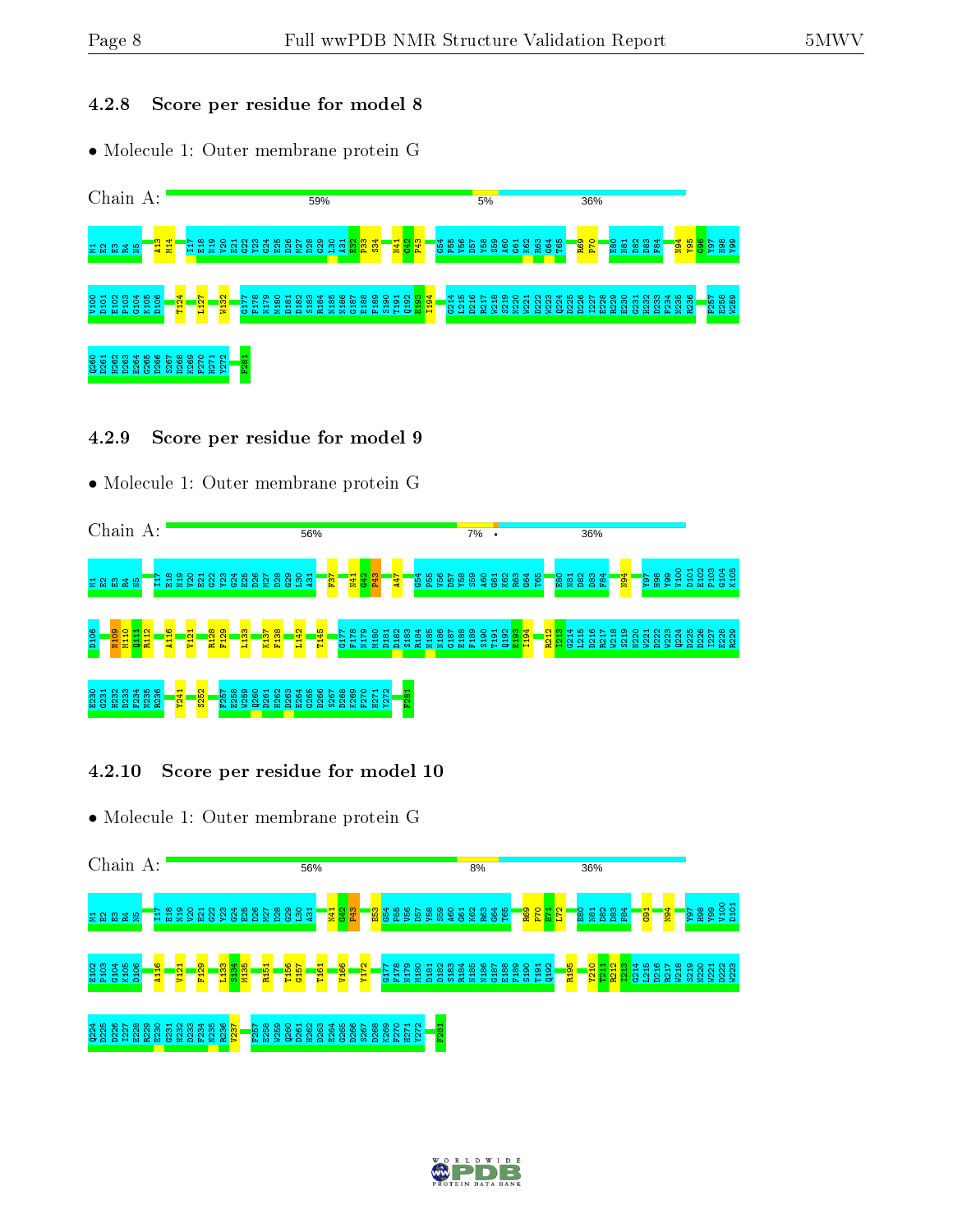### 4.2.8 Score per residue for model 8

- Molecule 1: Outer membrane protein G

Chain A: 59% 5% 36%

M1 E2 E3 R4 N5 A13 M14 I17 E18 N19 V20 E21 G22 V23 G24 E25 D26 M27 D28 G29 L30 A31 E32 F33 S34 N41 G42 F43 G54 P55 V56 D57 Y58 S59 A60 G61 K62 R63 G64 T65 R69 P70 E80 N81 D82 D83 F84 N94 Y95 G96 Y97 H98 Y99 V100 D101 E102 P103 G104 K105 D106 T124 L127 W132 G177 F178 N179 M180 D181 D182 S183 R184 N185 N186 G187 E188 F189 S190 T191 Q192 E193 I194 G214 L215 D216 R217 W218 S219 N220 W221 D222 W223 Q224 D225 D226 I227 E228 R229 E230 G231 H232 D233 F234 N235 R236 F257 E258 W259 Q260 D261 H262 D263 E264 G265 D266 S267 D268 K269 F270 H271 Y272 F281

### 4.2.9 Score per residue for model 9

- Molecule 1: Outer membrane protein G

Chain A: 56% 7% • 36%

M1 E2 E3 R4 N5 I17 E18 N19 V20 E21 G22 V23 G24 E25 D26 M27 D28 G29 L30 A31 F37 N41 G42 F43 A47 G54 P55 V56 D57 Y58 S59 A60 G61 K62 R63 G64 T65 E80 N81 D82 D83 F84 N94 Y97 H98 Y99 V100 D101 E102 P103 G104 K105 D106 N109 M110 Q111 R112 A116 V121 R128 F129 L133 K137 F138 L142 T145 G177 F178 N179 M180 D181 D182 S183 R184 N185 N186 G187 E188 F189 S190 T191 Q192 E193 I194 R212 I213 G214 L215 D216 R217 W218 S219 N220 W221 D222 W223 Q224 D225 D226 I227 E228 R229 E230 G231 H232 D233 F234 N235 R236 Y241 S252 F257 E258 W259 Q260 D261 H262 D263 E264 G265 D266 S267 D268 K269 F270 H271 Y272 F281

### 4.2.10 Score per residue for model 10

- Molecule 1: Outer membrane protein G

Chain A: 56% 8% 36%

M1 E2 E3 R4 N5 I17 E18 N19 V20 E21 G22 V23 G24 E25 D26 M27 D28 G29 L30 A31 N41 G42 F43 E53 G54 P55 V56 D57 Y58 S59 A60 G61 K62 R63 G64 T65 R69 P70 E71 L72 E80 N81 D82 D83 F84 G91 N94 Y97 H98 Y99 V100 D101 E102 P103 G104 K105 D106 A116 V121 F129 L133 S134 M135 R151 T156 G157 T161 V166 Y172 G177 F178 N179 M180 D181 D182 S183 R184 N185 N186 G187 E188 F189 S190 T191 Q192 R195 Y210 T211 R212 I213 G214 L215 D216 R217 W218 S219 N220 W221 D222 W223 Q224 D225 D226 I227 E228 R229 E230 G231 H232 D233 F234 N235 R236 V237 F257 E258 W259 Q260 D261 H262 D263 E264 G265 D266 S267 D268 K269 F270 H271 Y272 F281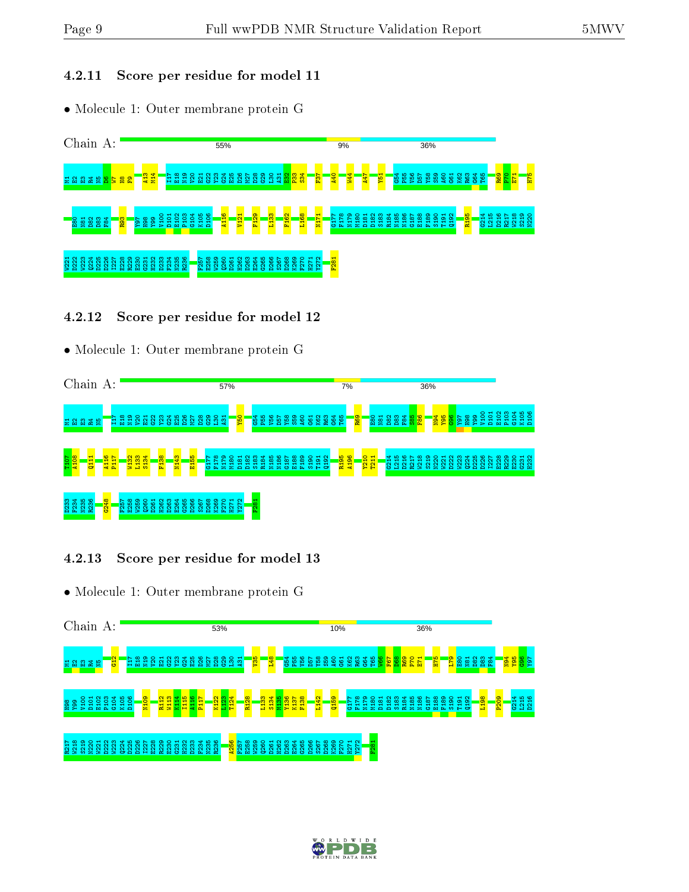### 4.2.11 Score per residue for model 11

- Molecule 1: Outer membrane protein G

Chain A: 55% | 9% | 36%

H1 E2 E3 R4 N5 D6 W7 H8 F9 A13 M14 I17 E18 N19 V20 E21 G22 Y23 G24 E25 D26 M27 D28 G29 L30 A31 E32 F33 S34 F37 A40 W44 A47 Y51 G54 P55 V56 D57 Y58 S59 A60 G61 K62 R63 G64 T65 R69 P70 E71 H75 E80 N81 D82 D83 F84 R93 Y97 H98 Y99 V100 D101 E102 P103 G104 K105 D106 A116 V121 F129 L133 F162 L168 N171 G177 F178 N179 M180 D181 D182 S183 R184 N185 N186 G187 E188 F189 S190 T191 Q192 R195 G214 L215 D216 R217 W218 S219 N220 W221 D222 W223 Q224 D225 D226 I227 E228 R229 E230 G231 H232 D233 F234 N235 R236 F257 E258 W259 Q260 D261 H262 D263 E264 G265 D266 S267 D268 K269 F270 H271 Y272 F281

### 4.2.12 Score per residue for model 12

- Molecule 1: Outer membrane protein G

Chain A: 57% | 7% | 36%

H1 E2 E3 R4 N5 I17 E18 N19 V20 E21 G22 Y23 G24 E25 D26 M27 D28 G29 L30 A31 Y50 G54 P55 V56 D57 Y58 S59 A60 G61 K62 R63 G64 T65 R69 E80 N81 D82 D83 F84 S85 F86 N94 Y95 G96 Y97 H98 Y99 V100 D101 E102 P103 G104 K105 D106 T107 A108 Q111 A116 P117 W132 L133 S134 F138 N143 E155 G177 F178 N179 M180 D181 D182 S183 R184 N185 N186 G187 E188 F189 S190 T191 Q192 R195 A196 Y210 T211 G214 L215 D216 R217 W218 S219 N220 W221 D222 W223 Q224 D225 D226 I227 E228 R229 E230 G231 H232 D233 F234 N235 R236 G248 F257 E258 W259 Q260 D261 H262 D263 E264 G265 D266 S267 D268 K269 F270 H271 Y272 F281

### 4.2.13 Score per residue for model 13

- Molecule 1: Outer membrane protein G

Chain A: 53% | 10% | 36%

H1 E2 E3 R4 N5 G12 I17 E18 N19 V20 E21 G22 Y23 G24 E25 D26 M27 D28 G29 L30 A31 V35 L48 G54 P55 V56 D57 Y58 S59 A60 G61 K62 R63 G64 T65 W66 F67 D68 R69 P70 E71 H75 L79 E80 N81 D82 D83 F84 N94 Y95 G96 Y97 H98 Y99 V100 D101 E102 P103 G104 K105 D106 N109 R112 W113 K114 I115 A116 P117 K122 L123 T124 R128 L133 S134 M135 Y136 K137 F138 L142 Q159 G177 F178 N179 M180 D181 D182 S183 R184 N185 N186 G187 E188 F189 S190 T191 Q192 L198 P209 G214 L215 D216 R217 W218 S219 N220 W221 D222 W223 Q224 D225 D226 I227 E228 R229 E230 G231 H232 D233 F234 N235 R236 A256 F257 E258 W259 Q260 D261 H262 D263 E264 G265 D266 S267 D268 K269 F270 H271 Y272 F281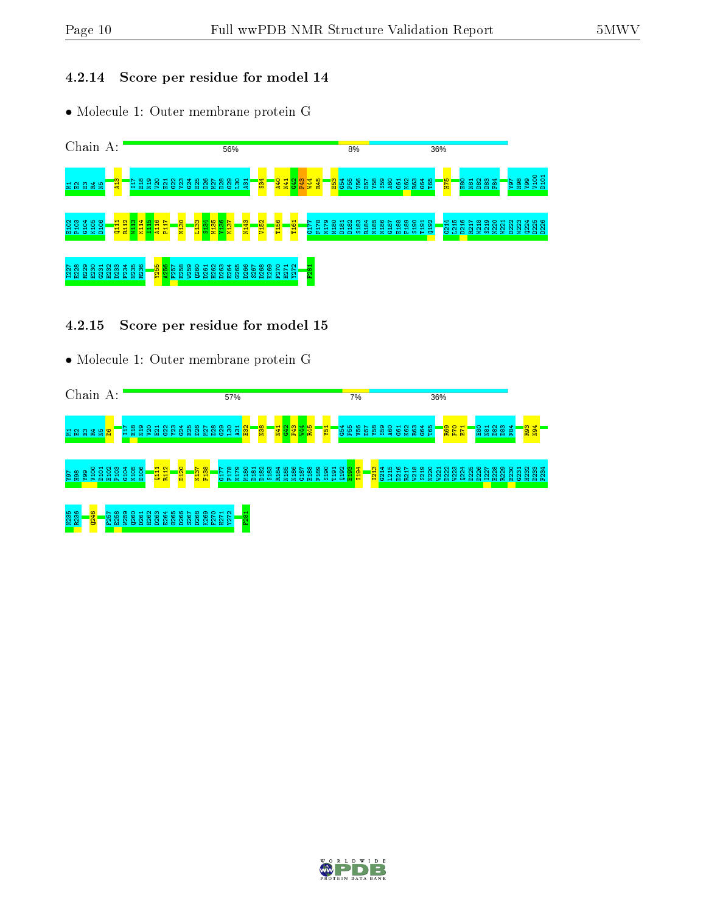### 4.2.14 Score per residue for model 14

- Molecule 1: Outer membrane protein G

Chain A: 56% 8% 36%

M1 E2 E3 R4 N5 A13 I17 E18 N19 V20 E21 G22 Y23 G24 E25 D26 M27 D28 Q29 L30 A31 S34 A40 N41 G42 P43 W44 R45 E53 G54 P55 V56 D57 V58 S59 A60 G61 K62 R63 G64 T65 H75 E80 N81 D82 D83 F84 Y97 H98 Y99 V100 D101

E102 P103 G104 K105 D106 Q111 R112 W113 K114 I115 A116 P117 N130 L133 S134 M135 Y136 K137 N143 V152 T156 T161 G177 F178 N179 M180 D181 D182 S183 R184 N185 N186 G187 E188 F189 S190 T191 Q192 G214 L215 D216 R217 W218 S219 N220 W221 D222 W223 Q224 D225 D226

I227 E228 R229 E230 G231 H232 D233 F234 N235 R236 Y255 A256 F257 E258 W259 Q260 D261 H262 D263 E264 G265 D266 S267 D268 K269 F270 H271 Y272 F281

### 4.2.15 Score per residue for model 15

- Molecule 1: Outer membrane protein G

Chain A: 57% 7% 36%

M1 E2 E3 R4 N5 D6 I17 E18 N19 V20 E21 G22 Y23 G24 E25 D26 M27 D28 Q29 L30 A31 E32 N38 N41 G42 P43 W44 R45 Y51 G54 P55 V56 D57 V58 S59 A60 G61 K62 R63 G64 T65 R69 F70 E71 E80 N81 D82 D83 F84 R93 N94

Y97 H98 Y99 V100 D101 E102 P103 G104 K105 D106 Q111 R112 D120 K137 F138 G177 F178 N179 M180 D181 D182 S183 R184 N185 N186 G187 E188 F189 S190 T191 Q192 E193 I194 I213 G214 L215 D216 R217 W218 S219 N220 W221 D222 W223 Q224 D225 D226 I227 E228 R229 E230 G231 H232 D233 F234

N235 R236 Q246 F257 E258 W259 Q260 D261 H262 D263 E264 G265 D266 S267 D268 K269 F270 H271 Y272 F281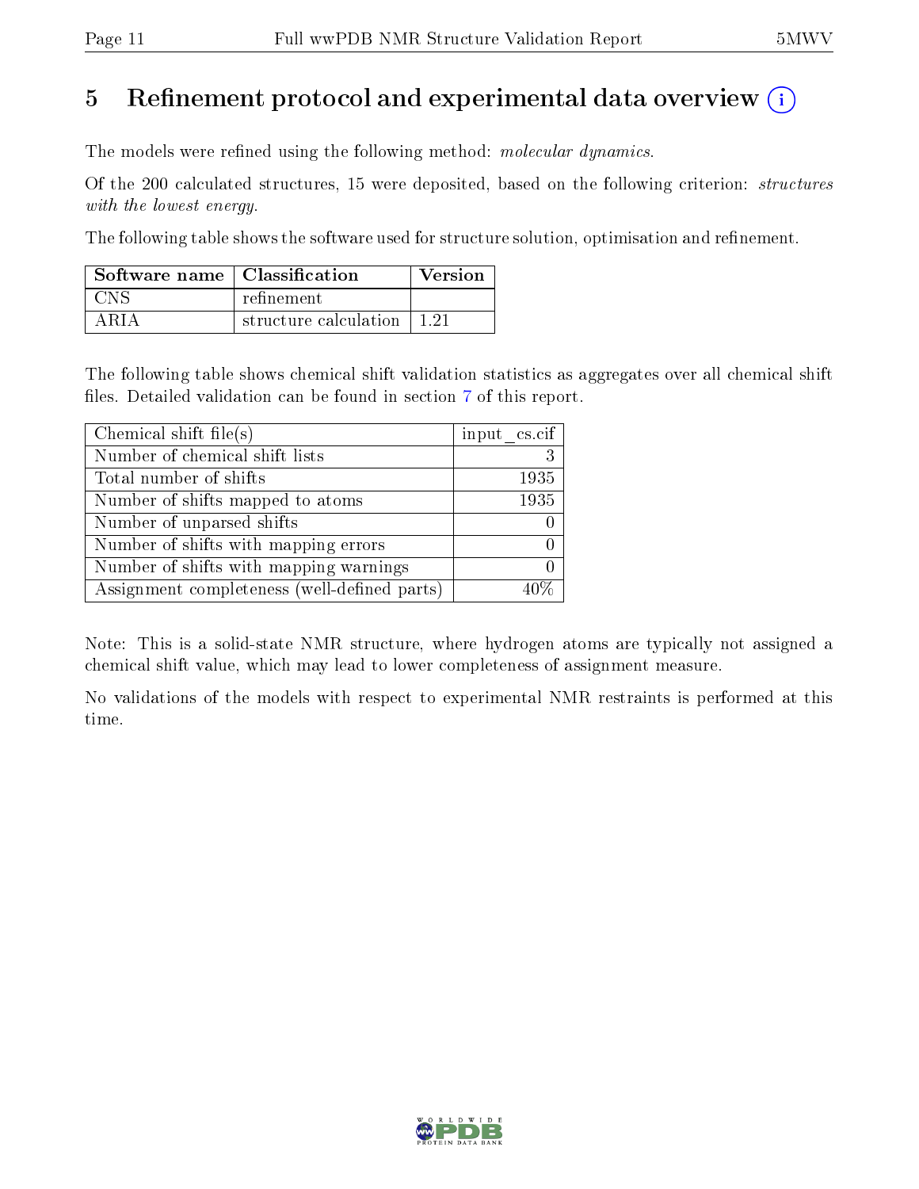# 5 Refinement protocol and experimental data overview (i)

The models were refined using the following method: *molecular dynamics*.

Of the 200 calculated structures, 15 were deposited, based on the following criterion: *structures with the lowest energy*.

The following table shows the software used for structure solution, optimisation and refinement.

| Software name | Classification | Version |
|---|---|---|
| CNS | refinement | |
| ARIA | structure calculation | 1.21 |

The following table shows chemical shift validation statistics as aggregates over all chemical shift files. Detailed validation can be found in section 7 of this report.

| Chemical shift file(s) | input_cs.cif |
|---|---|
| Number of chemical shift lists | 3 |
| Total number of shifts | 1935 |
| Number of shifts mapped to atoms | 1935 |
| Number of unparsed shifts | 0 |
| Number of shifts with mapping errors | 0 |
| Number of shifts with mapping warnings | 0 |
| Assignment completeness (well-defined parts) | 40% |

Note: This is a solid-state NMR structure, where hydrogen atoms are typically not assigned a chemical shift value, which may lead to lower completeness of assignment measure.

No validations of the models with respect to experimental NMR restraints is performed at this time.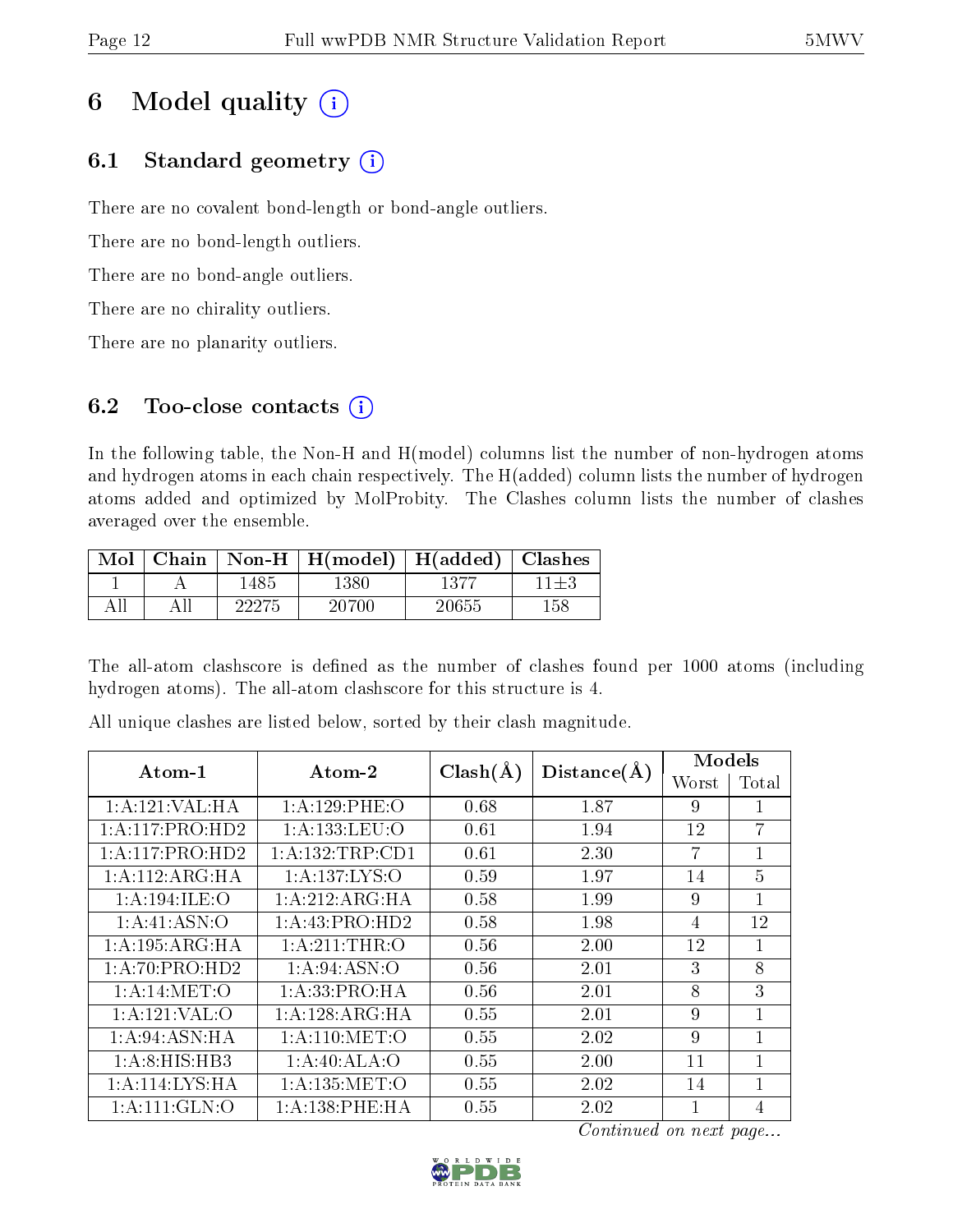# 6 Model quality (i)

## 6.1 Standard geometry (i)

There are no covalent bond-length or bond-angle outliers.

There are no bond-length outliers.

There are no bond-angle outliers.

There are no chirality outliers.

There are no planarity outliers.

## 6.2 Too-close contacts (i)

In the following table, the Non-H and H(model) columns list the number of non-hydrogen atoms and hydrogen atoms in each chain respectively. The H(added) column lists the number of hydrogen atoms added and optimized by MolProbity. The Clashes column lists the number of clashes averaged over the ensemble.

| Mol | Chain | Non-H | H(model) | H(added) | Clashes |
|---|---|---|---|---|---|
| 1 | A | 1485 | 1380 | 1377 | 11±3 |
| All | All | 22275 | 20700 | 20655 | 158 |

The all-atom clashscore is defined as the number of clashes found per 1000 atoms (including hydrogen atoms). The all-atom clashscore for this structure is 4.

All unique clashes are listed below, sorted by their clash magnitude.

| Atom-1 | Atom-2 | Clash(Å) | Distance(Å) | Models | |
|---|---|---|---|---|---|
| | | | | Worst | Total |
| 1:A:121:VAL:HA | 1:A:129:PHE:O | 0.68 | 1.87 | 9 | 1 |
| 1:A:117:PRO:HD2 | 1:A:133:LEU:O | 0.61 | 1.94 | 12 | 7 |
| 1:A:117:PRO:HD2 | 1:A:132:TRP:CD1 | 0.61 | 2.30 | 7 | 1 |
| 1:A:112:ARG:HA | 1:A:137:LYS:O | 0.59 | 1.97 | 14 | 5 |
| 1:A:194:ILE:O | 1:A:212:ARG:HA | 0.58 | 1.99 | 9 | 1 |
| 1:A:41:ASN:O | 1:A:43:PRO:HD2 | 0.58 | 1.98 | 4 | 12 |
| 1:A:195:ARG:HA | 1:A:211:THR:O | 0.56 | 2.00 | 12 | 1 |
| 1:A:70:PRO:HD2 | 1:A:94:ASN:O | 0.56 | 2.01 | 3 | 8 |
| 1:A:14:MET:O | 1:A:33:PRO:HA | 0.56 | 2.01 | 8 | 3 |
| 1:A:121:VAL:O | 1:A:128:ARG:HA | 0.55 | 2.01 | 9 | 1 |
| 1:A:94:ASN:HA | 1:A:110:MET:O | 0.55 | 2.02 | 9 | 1 |
| 1:A:8:HIS:HB3 | 1:A:40:ALA:O | 0.55 | 2.00 | 11 | 1 |
| 1:A:114:LYS:HA | 1:A:135:MET:O | 0.55 | 2.02 | 14 | 1 |
| 1:A:111:GLN:O | 1:A:138:PHE:HA | 0.55 | 2.02 | 1 | 4 |

*Continued on next page...*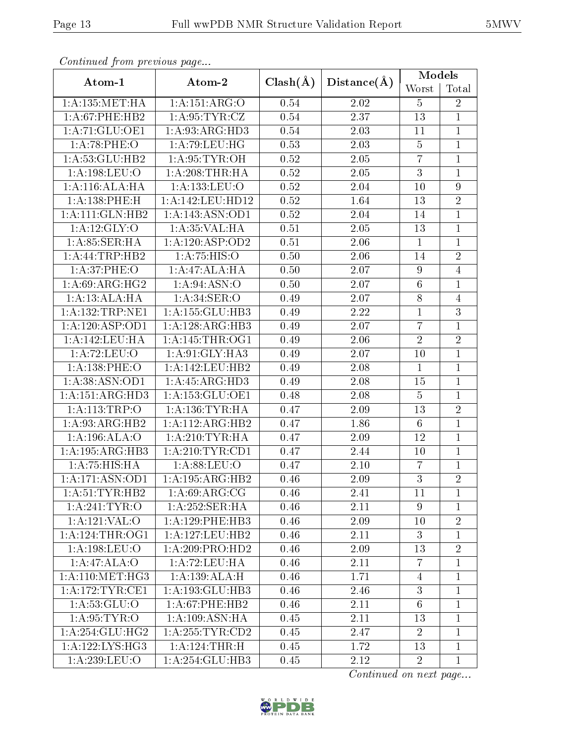*Continued from previous page...*

| Atom-1 | Atom-2 | Clash(Å) | Distance(Å) | Models | |
|---|---|---|---|---|---|
| | | | | Worst | Total |
| 1:A:135:MET:HA | 1:A:151:ARG:O | 0.54 | 2.02 | 5 | 2 |
| 1:A:67:PHE:HB2 | 1:A:95:TYR:CZ | 0.54 | 2.37 | 13 | 1 |
| 1:A:71:GLU:OE1 | 1:A:93:ARG:HD3 | 0.54 | 2.03 | 11 | 1 |
| 1:A:78:PHE:O | 1:A:79:LEU:HG | 0.53 | 2.03 | 5 | 1 |
| 1:A:53:GLU:HB2 | 1:A:95:TYR:OH | 0.52 | 2.05 | 7 | 1 |
| 1:A:198:LEU:O | 1:A:208:THR:HA | 0.52 | 2.05 | 3 | 1 |
| 1:A:116:ALA:HA | 1:A:133:LEU:O | 0.52 | 2.04 | 10 | 9 |
| 1:A:138:PHE:H | 1:A:142:LEU:HD12 | 0.52 | 1.64 | 13 | 2 |
| 1:A:111:GLN:HB2 | 1:A:143:ASN:OD1 | 0.52 | 2.04 | 14 | 1 |
| 1:A:12:GLY:O | 1:A:35:VAL:HA | 0.51 | 2.05 | 13 | 1 |
| 1:A:85:SER:HA | 1:A:120:ASP:OD2 | 0.51 | 2.06 | 1 | 1 |
| 1:A:44:TRP:HB2 | 1:A:75:HIS:O | 0.50 | 2.06 | 14 | 2 |
| 1:A:37:PHE:O | 1:A:47:ALA:HA | 0.50 | 2.07 | 9 | 4 |
| 1:A:69:ARG:HG2 | 1:A:94:ASN:O | 0.50 | 2.07 | 6 | 1 |
| 1:A:13:ALA:HA | 1:A:34:SER:O | 0.49 | 2.07 | 8 | 4 |
| 1:A:132:TRP:NE1 | 1:A:155:GLU:HB3 | 0.49 | 2.22 | 1 | 3 |
| 1:A:120:ASP:OD1 | 1:A:128:ARG:HB3 | 0.49 | 2.07 | 7 | 1 |
| 1:A:142:LEU:HA | 1:A:145:THR:OG1 | 0.49 | 2.06 | 2 | 2 |
| 1:A:72:LEU:O | 1:A:91:GLY:HA3 | 0.49 | 2.07 | 10 | 1 |
| 1:A:138:PHE:O | 1:A:142:LEU:HB2 | 0.49 | 2.08 | 1 | 1 |
| 1:A:38:ASN:OD1 | 1:A:45:ARG:HD3 | 0.49 | 2.08 | 15 | 1 |
| 1:A:151:ARG:HD3 | 1:A:153:GLU:OE1 | 0.48 | 2.08 | 5 | 1 |
| 1:A:113:TRP:O | 1:A:136:TYR:HA | 0.47 | 2.09 | 13 | 2 |
| 1:A:93:ARG:HB2 | 1:A:112:ARG:HB2 | 0.47 | 1.86 | 6 | 1 |
| 1:A:196:ALA:O | 1:A:210:TYR:HA | 0.47 | 2.09 | 12 | 1 |
| 1:A:195:ARG:HB3 | 1:A:210:TYR:CD1 | 0.47 | 2.44 | 10 | 1 |
| 1:A:75:HIS:HA | 1:A:88:LEU:O | 0.47 | 2.10 | 7 | 1 |
| 1:A:171:ASN:OD1 | 1:A:195:ARG:HB2 | 0.46 | 2.09 | 3 | 2 |
| 1:A:51:TYR:HB2 | 1:A:69:ARG:CG | 0.46 | 2.41 | 11 | 1 |
| 1:A:241:TYR:O | 1:A:252:SER:HA | 0.46 | 2.11 | 9 | 1 |
| 1:A:121:VAL:O | 1:A:129:PHE:HB3 | 0.46 | 2.09 | 10 | 2 |
| 1:A:124:THR:OG1 | 1:A:127:LEU:HB2 | 0.46 | 2.11 | 3 | 1 |
| 1:A:198:LEU:O | 1:A:209:PRO:HD2 | 0.46 | 2.09 | 13 | 2 |
| 1:A:47:ALA:O | 1:A:72:LEU:HA | 0.46 | 2.11 | 7 | 1 |
| 1:A:110:MET:HG3 | 1:A:139:ALA:H | 0.46 | 1.71 | 4 | 1 |
| 1:A:172:TYR:CE1 | 1:A:193:GLU:HB3 | 0.46 | 2.46 | 3 | 1 |
| 1:A:53:GLU:O | 1:A:67:PHE:HB2 | 0.46 | 2.11 | 6 | 1 |
| 1:A:95:TYR:O | 1:A:109:ASN:HA | 0.45 | 2.11 | 13 | 1 |
| 1:A:254:GLU:HG2 | 1:A:255:TYR:CD2 | 0.45 | 2.47 | 2 | 1 |
| 1:A:122:LYS:HG3 | 1:A:124:THR:H | 0.45 | 1.72 | 13 | 1 |
| 1:A:239:LEU:O | 1:A:254:GLU:HB3 | 0.45 | 2.12 | 2 | 1 |

*Continued on next page...*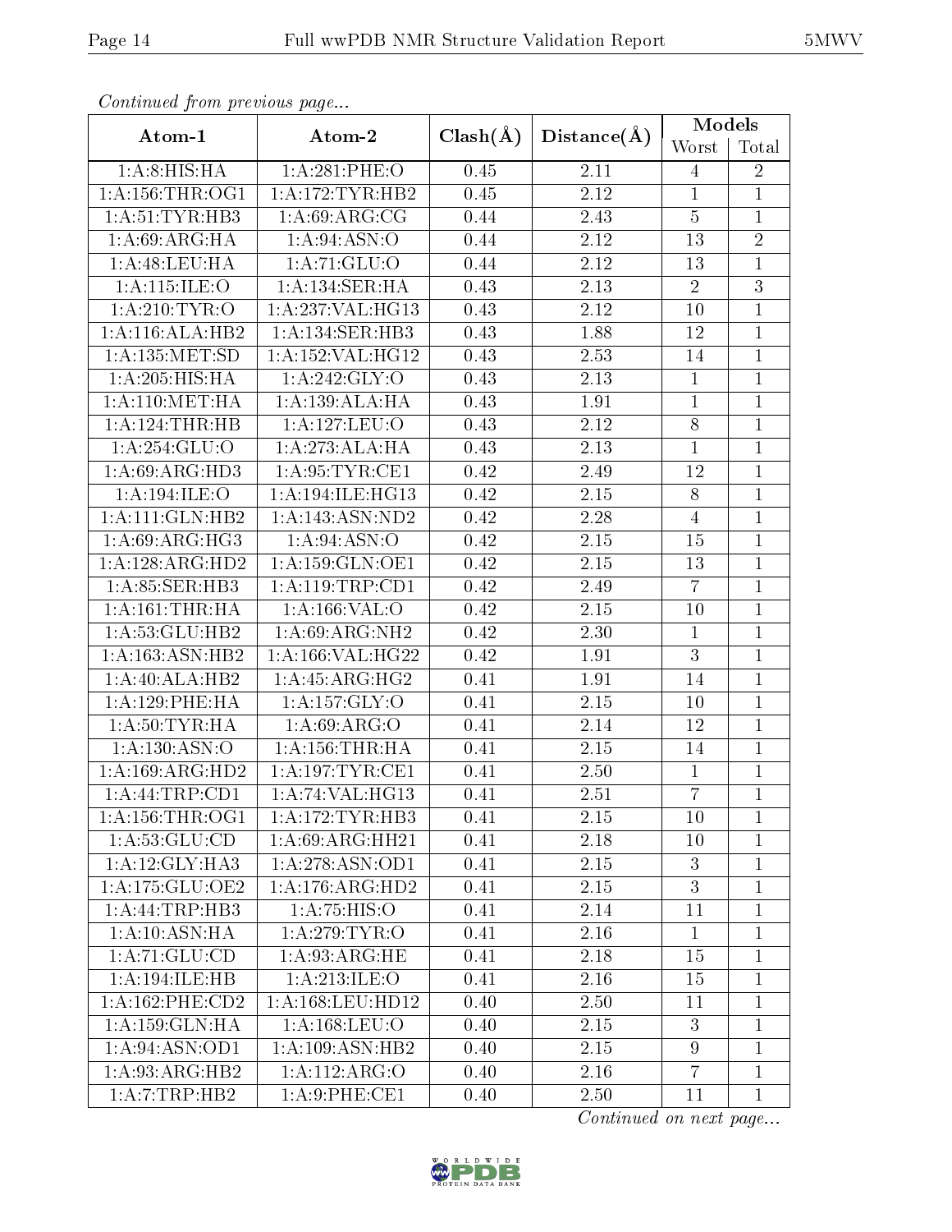*Continued from previous page...*

| Atom-1 | Atom-2 | Clash(Å) | Distance(Å) | Models | |
|---|---|---|---|---|---|
| | | | | Worst | Total |
| 1:A:8:HIS:HA | 1:A:281:PHE:O | 0.45 | 2.11 | 4 | 2 |
| 1:A:156:THR:OG1 | 1:A:172:TYR:HB2 | 0.45 | 2.12 | 1 | 1 |
| 1:A:51:TYR:HB3 | 1:A:69:ARG:CG | 0.44 | 2.43 | 5 | 1 |
| 1:A:69:ARG:HA | 1:A:94:ASN:O | 0.44 | 2.12 | 13 | 2 |
| 1:A:48:LEU:HA | 1:A:71:GLU:O | 0.44 | 2.12 | 13 | 1 |
| 1:A:115:ILE:O | 1:A:134:SER:HA | 0.43 | 2.13 | 2 | 3 |
| 1:A:210:TYR:O | 1:A:237:VAL:HG13 | 0.43 | 2.12 | 10 | 1 |
| 1:A:116:ALA:HB2 | 1:A:134:SER:HB3 | 0.43 | 1.88 | 12 | 1 |
| 1:A:135:MET:SD | 1:A:152:VAL:HG12 | 0.43 | 2.53 | 14 | 1 |
| 1:A:205:HIS:HA | 1:A:242:GLY:O | 0.43 | 2.13 | 1 | 1 |
| 1:A:110:MET:HA | 1:A:139:ALA:HA | 0.43 | 1.91 | 1 | 1 |
| 1:A:124:THR:HB | 1:A:127:LEU:O | 0.43 | 2.12 | 8 | 1 |
| 1:A:254:GLU:O | 1:A:273:ALA:HA | 0.43 | 2.13 | 1 | 1 |
| 1:A:69:ARG:HD3 | 1:A:95:TYR:CE1 | 0.42 | 2.49 | 12 | 1 |
| 1:A:194:ILE:O | 1:A:194:ILE:HG13 | 0.42 | 2.15 | 8 | 1 |
| 1:A:111:GLN:HB2 | 1:A:143:ASN:ND2 | 0.42 | 2.28 | 4 | 1 |
| 1:A:69:ARG:HG3 | 1:A:94:ASN:O | 0.42 | 2.15 | 15 | 1 |
| 1:A:128:ARG:HD2 | 1:A:159:GLN:OE1 | 0.42 | 2.15 | 13 | 1 |
| 1:A:85:SER:HB3 | 1:A:119:TRP:CD1 | 0.42 | 2.49 | 7 | 1 |
| 1:A:161:THR:HA | 1:A:166:VAL:O | 0.42 | 2.15 | 10 | 1 |
| 1:A:53:GLU:HB2 | 1:A:69:ARG:NH2 | 0.42 | 2.30 | 1 | 1 |
| 1:A:163:ASN:HB2 | 1:A:166:VAL:HG22 | 0.42 | 1.91 | 3 | 1 |
| 1:A:40:ALA:HB2 | 1:A:45:ARG:HG2 | 0.41 | 1.91 | 14 | 1 |
| 1:A:129:PHE:HA | 1:A:157:GLY:O | 0.41 | 2.15 | 10 | 1 |
| 1:A:50:TYR:HA | 1:A:69:ARG:O | 0.41 | 2.14 | 12 | 1 |
| 1:A:130:ASN:O | 1:A:156:THR:HA | 0.41 | 2.15 | 14 | 1 |
| 1:A:169:ARG:HD2 | 1:A:197:TYR:CE1 | 0.41 | 2.50 | 1 | 1 |
| 1:A:44:TRP:CD1 | 1:A:74:VAL:HG13 | 0.41 | 2.51 | 7 | 1 |
| 1:A:156:THR:OG1 | 1:A:172:TYR:HB3 | 0.41 | 2.15 | 10 | 1 |
| 1:A:53:GLU:CD | 1:A:69:ARG:HH21 | 0.41 | 2.18 | 10 | 1 |
| 1:A:12:GLY:HA3 | 1:A:278:ASN:OD1 | 0.41 | 2.15 | 3 | 1 |
| 1:A:175:GLU:OE2 | 1:A:176:ARG:HD2 | 0.41 | 2.15 | 3 | 1 |
| 1:A:44:TRP:HB3 | 1:A:75:HIS:O | 0.41 | 2.14 | 11 | 1 |
| 1:A:10:ASN:HA | 1:A:279:TYR:O | 0.41 | 2.16 | 1 | 1 |
| 1:A:71:GLU:CD | 1:A:93:ARG:HE | 0.41 | 2.18 | 15 | 1 |
| 1:A:194:ILE:HB | 1:A:213:ILE:O | 0.41 | 2.16 | 15 | 1 |
| 1:A:162:PHE:CD2 | 1:A:168:LEU:HD12 | 0.40 | 2.50 | 11 | 1 |
| 1:A:159:GLN:HA | 1:A:168:LEU:O | 0.40 | 2.15 | 3 | 1 |
| 1:A:94:ASN:OD1 | 1:A:109:ASN:HB2 | 0.40 | 2.15 | 9 | 1 |
| 1:A:93:ARG:HB2 | 1:A:112:ARG:O | 0.40 | 2.16 | 7 | 1 |
| 1:A:7:TRP:HB2 | 1:A:9:PHE:CE1 | 0.40 | 2.50 | 11 | 1 |

*Continued on next page...*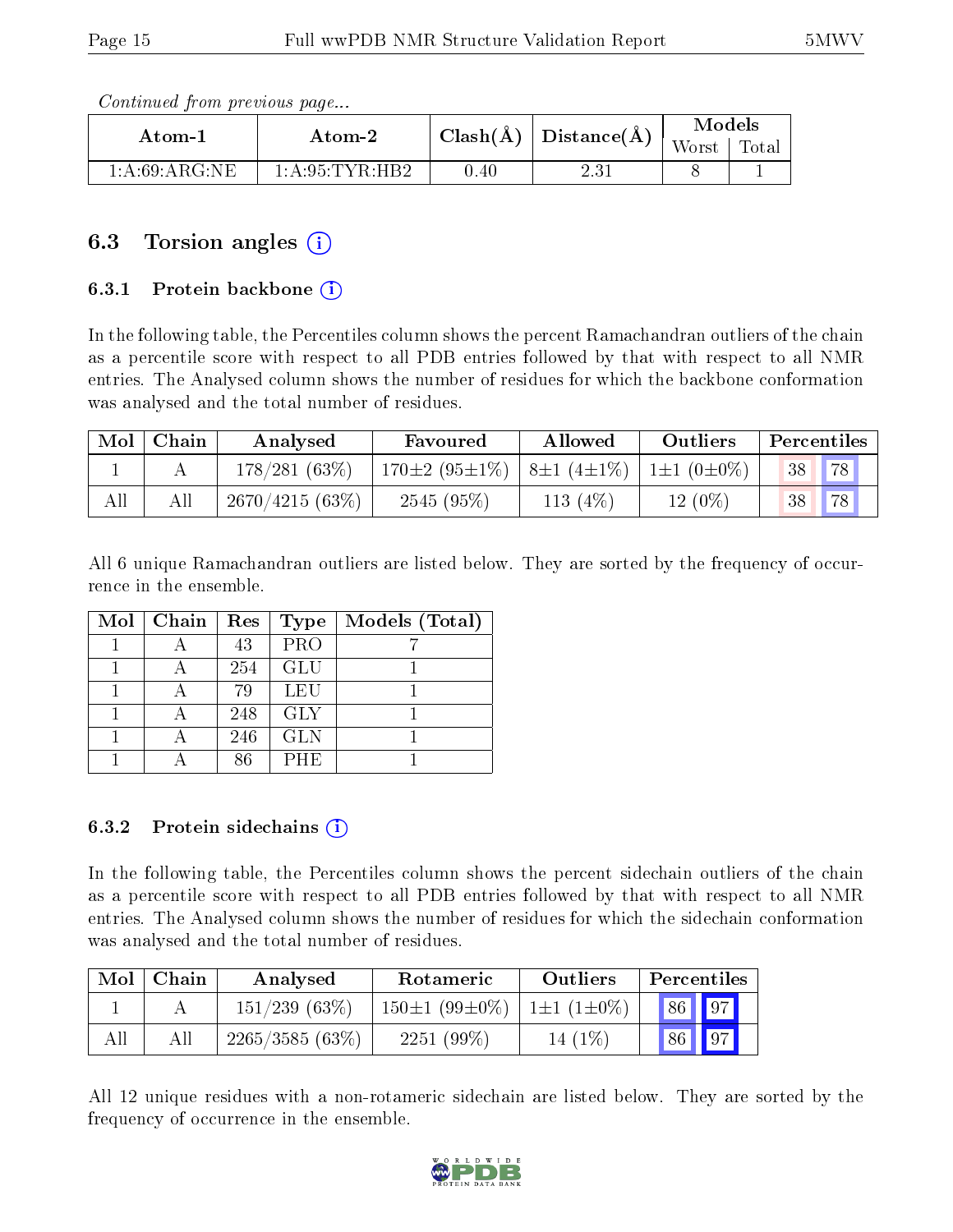*Continued from previous page...*

| Atom-1 | Atom-2 | Clash(Å) | Distance(Å) | Models | |
|---|---|---|---|---|---|
| | | | | Worst | Total |
| 1:A:69:ARG:NE | 1:A:95:TYR:HB2 | 0.40 | 2.31 | 8 | 1 |

## 6.3 Torsion angles

### 6.3.1 Protein backbone

In the following table, the Percentiles column shows the percent Ramachandran outliers of the chain as a percentile score with respect to all PDB entries followed by that with respect to all NMR entries. The Analysed column shows the number of residues for which the backbone conformation was analysed and the total number of residues.

| Mol | Chain | Analysed | Favoured | Allowed | Outliers | Percentiles | |
|---|---|---|---|---|---|---|---|
| 1 | A | 178/281 (63%) | 170±2 (95±1%) | 8±1 (4±1%) | 1±1 (0±0%) | 38 | 78 |
| All | All | 2670/4215 (63%) | 2545 (95%) | 113 (4%) | 12 (0%) | 38 | 78 |

All 6 unique Ramachandran outliers are listed below. They are sorted by the frequency of occurrence in the ensemble.

| Mol | Chain | Res | Type | Models (Total) |
|---|---|---|---|---|
| 1 | A | 43 | PRO | 7 |
| 1 | A | 254 | GLU | 1 |
| 1 | A | 79 | LEU | 1 |
| 1 | A | 248 | GLY | 1 |
| 1 | A | 246 | GLN | 1 |
| 1 | A | 86 | PHE | 1 |

### 6.3.2 Protein sidechains

In the following table, the Percentiles column shows the percent sidechain outliers of the chain as a percentile score with respect to all PDB entries followed by that with respect to all NMR entries. The Analysed column shows the number of residues for which the sidechain conformation was analysed and the total number of residues.

| Mol | Chain | Analysed | Rotameric | Outliers | Percentiles | |
|---|---|---|---|---|---|---|
| 1 | A | 151/239 (63%) | 150±1 (99±0%) | 1±1 (1±0%) | 86 | 97 |
| All | All | 2265/3585 (63%) | 2251 (99%) | 14 (1%) | 86 | 97 |

All 12 unique residues with a non-rotameric sidechain are listed below. They are sorted by the frequency of occurrence in the ensemble.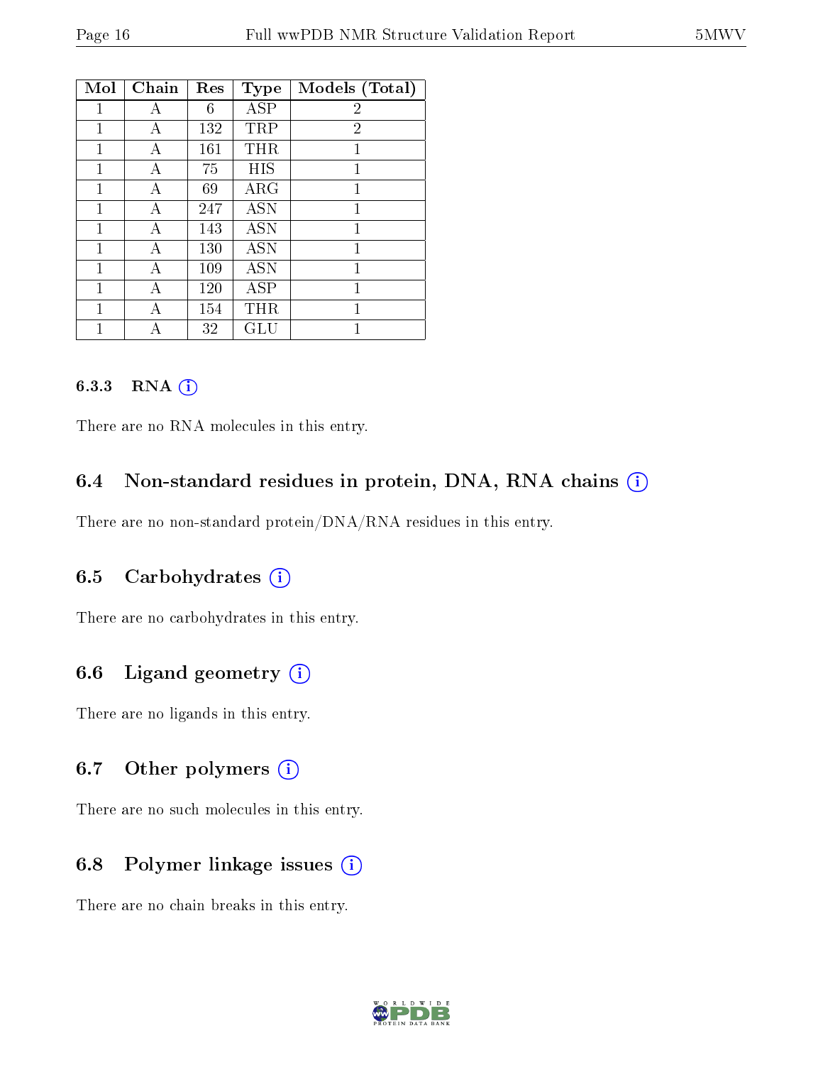| Mol | Chain | Res | Type | Models (Total) |
|---|---|---|---|---|
| 1 | A | 6 | ASP | 2 |
| 1 | A | 132 | TRP | 2 |
| 1 | A | 161 | THR | 1 |
| 1 | A | 75 | HIS | 1 |
| 1 | A | 69 | ARG | 1 |
| 1 | A | 247 | ASN | 1 |
| 1 | A | 143 | ASN | 1 |
| 1 | A | 130 | ASN | 1 |
| 1 | A | 109 | ASN | 1 |
| 1 | A | 120 | ASP | 1 |
| 1 | A | 154 | THR | 1 |
| 1 | A | 32 | GLU | 1 |

### 6.3.3 RNA

There are no RNA molecules in this entry.

## 6.4 Non-standard residues in protein, DNA, RNA chains

There are no non-standard protein/DNA/RNA residues in this entry.

## 6.5 Carbohydrates

There are no carbohydrates in this entry.

## 6.6 Ligand geometry

There are no ligands in this entry.

## 6.7 Other polymers

There are no such molecules in this entry.

## 6.8 Polymer linkage issues

There are no chain breaks in this entry.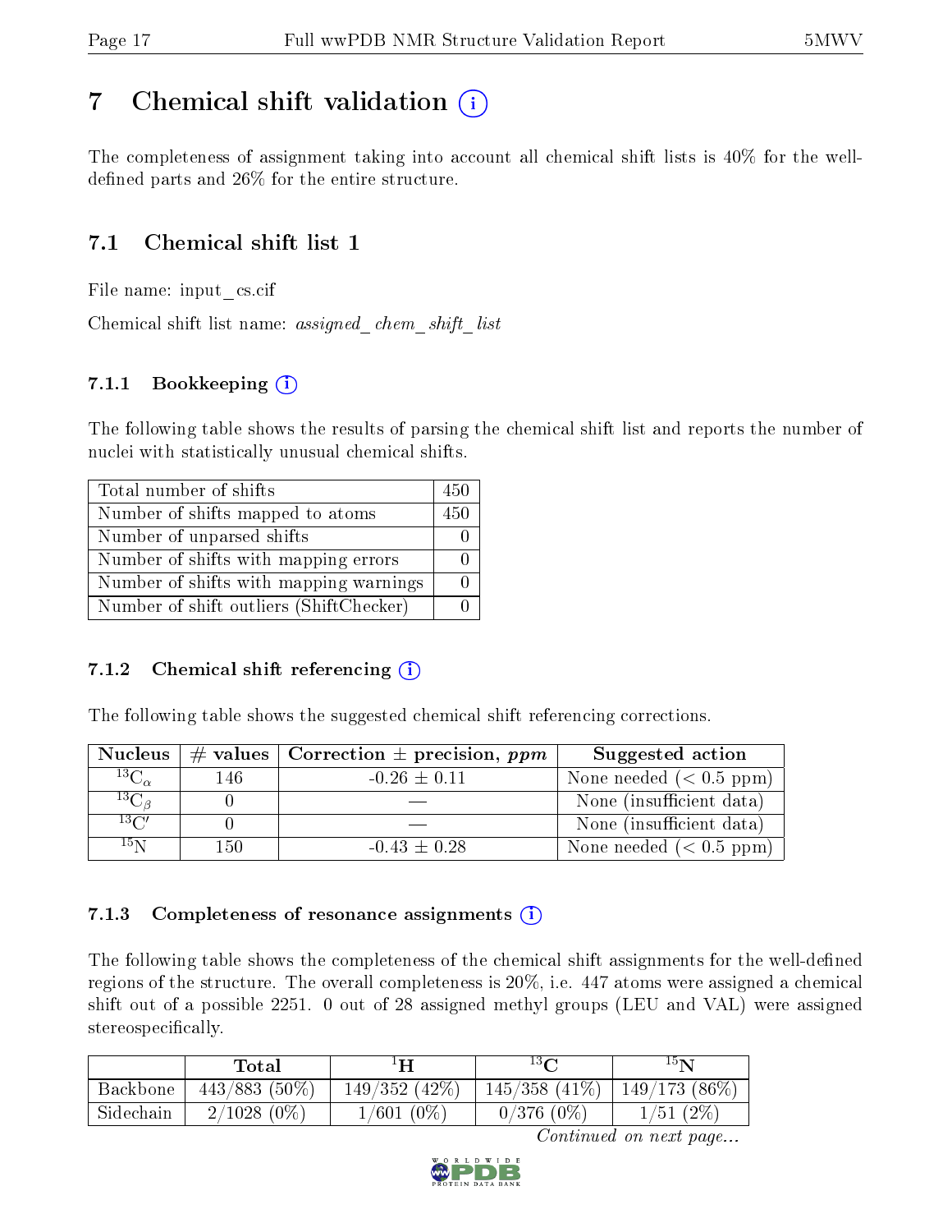# 7 Chemical shift validation (i)

The completeness of assignment taking into account all chemical shift lists is 40% for the well-defined parts and 26% for the entire structure.

## 7.1 Chemical shift list 1

File name: input_cs.cif

Chemical shift list name: *assigned_chem_shift_list*

### 7.1.1 Bookkeeping (i)

The following table shows the results of parsing the chemical shift list and reports the number of nuclei with statistically unusual chemical shifts.

| | |
|---|---|
| Total number of shifts | 450 |
| Number of shifts mapped to atoms | 450 |
| Number of unparsed shifts | 0 |
| Number of shifts with mapping errors | 0 |
| Number of shifts with mapping warnings | 0 |
| Number of shift outliers (ShiftChecker) | 0 |

### 7.1.2 Chemical shift referencing (i)

The following table shows the suggested chemical shift referencing corrections.

| Nucleus | # values | Correction ± precision, *ppm* | Suggested action |
|---|---|---|---|
| $^{13}C_{\alpha}$ | 146 | -0.26 ± 0.11 | None needed (< 0.5 ppm) |
| $^{13}C_{\beta}$ | 0 | — | None (insufficient data) |
| $^{13}C'$ | 0 | — | None (insufficient data) |
| $^{15}N$ | 150 | -0.43 ± 0.28 | None needed (< 0.5 ppm) |

### 7.1.3 Completeness of resonance assignments (i)

The following table shows the completeness of the chemical shift assignments for the well-defined regions of the structure. The overall completeness is 20%, i.e. 447 atoms were assigned a chemical shift out of a possible 2251. 0 out of 28 assigned methyl groups (LEU and VAL) were assigned stereospecifically.

| | Total | $^{1}H$ | $^{13}C$ | $^{15}N$ |
|---|---|---|---|---|
| Backbone | 443/883 (50%) | 149/352 (42%) | 145/358 (41%) | 149/173 (86%) |
| Sidechain | 2/1028 (0%) | 1/601 (0%) | 0/376 (0%) | 1/51 (2%) |

*Continued on next page...*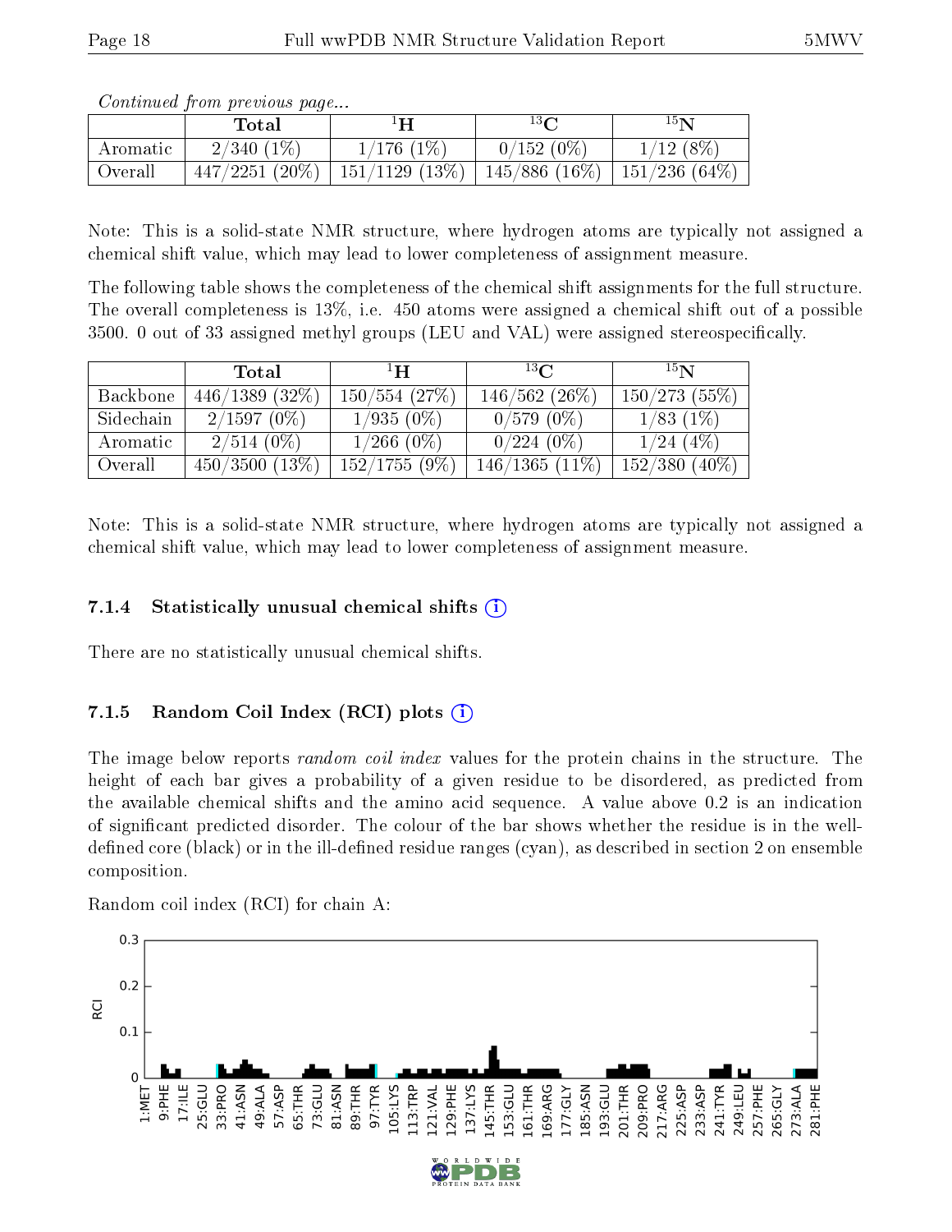*Continued from previous page...*

| | Total | $^{1}$H | $^{13}$C | $^{15}$N |
|---|---|---|---|---|
| Aromatic | 2/340 (1%) | 1/176 (1%) | 0/152 (0%) | 1/12 (8%) |
| Overall | 447/2251 (20%) | 151/1129 (13%) | 145/886 (16%) | 151/236 (64%) |

Note: This is a solid-state NMR structure, where hydrogen atoms are typically not assigned a chemical shift value, which may lead to lower completeness of assignment measure.

The following table shows the completeness of the chemical shift assignments for the full structure. The overall completeness is 13%, i.e. 450 atoms were assigned a chemical shift out of a possible 3500. 0 out of 33 assigned methyl groups (LEU and VAL) were assigned stereospecifically.

| | Total | $^{1}$H | $^{13}$C | $^{15}$N |
|---|---|---|---|---|
| Backbone | 446/1389 (32%) | 150/554 (27%) | 146/562 (26%) | 150/273 (55%) |
| Sidechain | 2/1597 (0%) | 1/935 (0%) | 0/579 (0%) | 1/83 (1%) |
| Aromatic | 2/514 (0%) | 1/266 (0%) | 0/224 (0%) | 1/24 (4%) |
| Overall | 450/3500 (13%) | 152/1755 (9%) | 146/1365 (11%) | 152/380 (40%) |

Note: This is a solid-state NMR structure, where hydrogen atoms are typically not assigned a chemical shift value, which may lead to lower completeness of assignment measure.

### 7.1.4 Statistically unusual chemical shifts

There are no statistically unusual chemical shifts.

### 7.1.5 Random Coil Index (RCI) plots

The image below reports *random coil index* values for the protein chains in the structure. The height of each bar gives a probability of a given residue to be disordered, as predicted from the available chemical shifts and the amino acid sequence. A value above 0.2 is an indication of significant predicted disorder. The colour of the bar shows whether the residue is in the well-defined core (black) or in the ill-defined residue ranges (cyan), as described in section 2 on ensemble composition.

Random coil index (RCI) for chain A: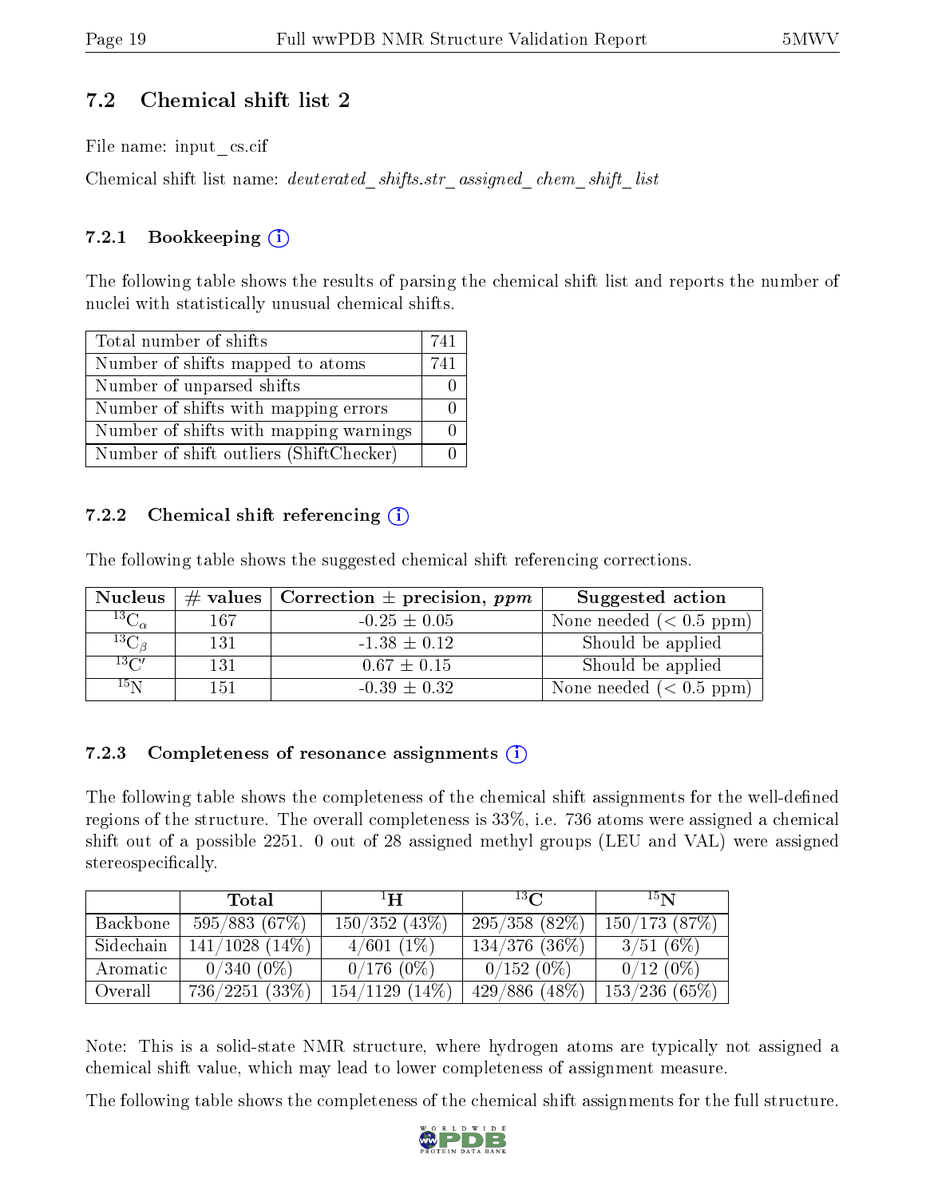## 7.2 Chemical shift list 2

File name: input_cs.cif

Chemical shift list name: *deuterated_shifts.str_assigned_chem_shift_list*

### 7.2.1 Bookkeeping

The following table shows the results of parsing the chemical shift list and reports the number of nuclei with statistically unusual chemical shifts.

| | |
|---|---|
| Total number of shifts | 741 |
| Number of shifts mapped to atoms | 741 |
| Number of unparsed shifts | 0 |
| Number of shifts with mapping errors | 0 |
| Number of shifts with mapping warnings | 0 |
| Number of shift outliers (ShiftChecker) | 0 |

### 7.2.2 Chemical shift referencing

The following table shows the suggested chemical shift referencing corrections.

| Nucleus | # values | Correction ± precision, *ppm* | Suggested action |
|---|---|---|---|
| $^{13}C_{\alpha}$ | 167 | -0.25 ± 0.05 | None needed (< 0.5 ppm) |
| $^{13}C_{\beta}$ | 131 | -1.38 ± 0.12 | Should be applied |
| $^{13}C'$ | 131 | 0.67 ± 0.15 | Should be applied |
| $^{15}N$ | 151 | -0.39 ± 0.32 | None needed (< 0.5 ppm) |

### 7.2.3 Completeness of resonance assignments

The following table shows the completeness of the chemical shift assignments for the well-defined regions of the structure. The overall completeness is 33%, i.e. 736 atoms were assigned a chemical shift out of a possible 2251. 0 out of 28 assigned methyl groups (LEU and VAL) were assigned stereospecifically.

| | Total | $^{1}H$ | $^{13}C$ | $^{15}N$ |
|---|---|---|---|---|
| Backbone | 595/883 (67%) | 150/352 (43%) | 295/358 (82%) | 150/173 (87%) |
| Sidechain | 141/1028 (14%) | 4/601 (1%) | 134/376 (36%) | 3/51 (6%) |
| Aromatic | 0/340 (0%) | 0/176 (0%) | 0/152 (0%) | 0/12 (0%) |
| Overall | 736/2251 (33%) | 154/1129 (14%) | 429/886 (48%) | 153/236 (65%) |

Note: This is a solid-state NMR structure, where hydrogen atoms are typically not assigned a chemical shift value, which may lead to lower completeness of assignment measure.

The following table shows the completeness of the chemical shift assignments for the full structure.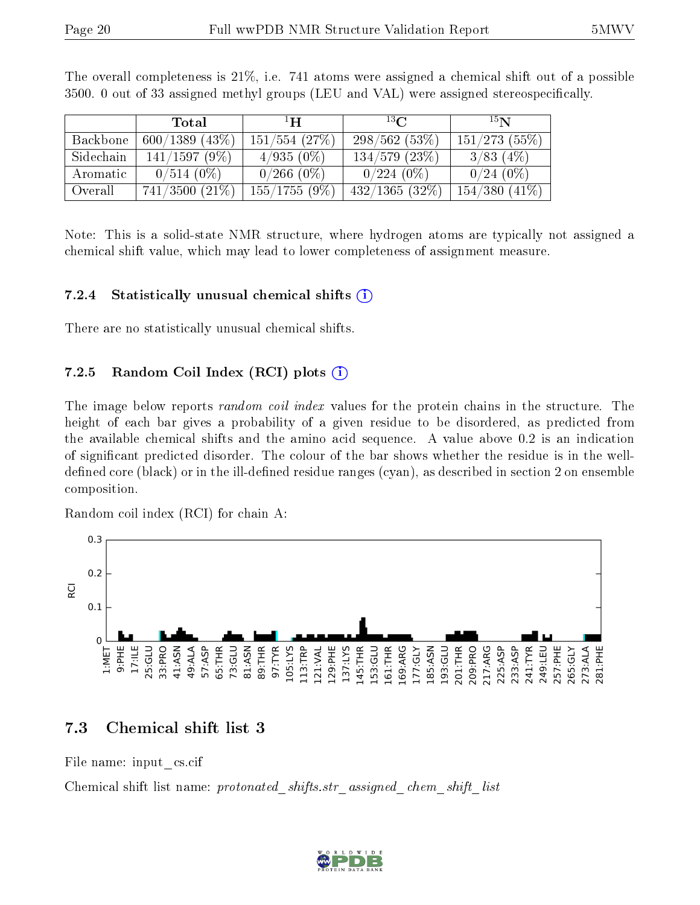The overall completeness is 21%, i.e. 741 atoms were assigned a chemical shift out of a possible 3500. 0 out of 33 assigned methyl groups (LEU and VAL) were assigned stereospecifically.

| | Total | $^{1}$H | $^{13}$C | $^{15}$N |
|---|---|---|---|---|
| Backbone | 600/1389 (43%) | 151/554 (27%) | 298/562 (53%) | 151/273 (55%) |
| Sidechain | 141/1597 (9%) | 4/935 (0%) | 134/579 (23%) | 3/83 (4%) |
| Aromatic | 0/514 (0%) | 0/266 (0%) | 0/224 (0%) | 0/24 (0%) |
| Overall | 741/3500 (21%) | 155/1755 (9%) | 432/1365 (32%) | 154/380 (41%) |

Note: This is a solid-state NMR structure, where hydrogen atoms are typically not assigned a chemical shift value, which may lead to lower completeness of assignment measure.

### 7.2.4 Statistically unusual chemical shifts

There are no statistically unusual chemical shifts.

### 7.2.5 Random Coil Index (RCI) plots

The image below reports *random coil index* values for the protein chains in the structure. The height of each bar gives a probability of a given residue to be disordered, as predicted from the available chemical shifts and the amino acid sequence. A value above 0.2 is an indication of significant predicted disorder. The colour of the bar shows whether the residue is in the well-defined core (black) or in the ill-defined residue ranges (cyan), as described in section 2 on ensemble composition.

Random coil index (RCI) for chain A:

## 7.3 Chemical shift list 3

File name: input_cs.cif

Chemical shift list name: *protonated_shifts.str_assigned_chem_shift_list*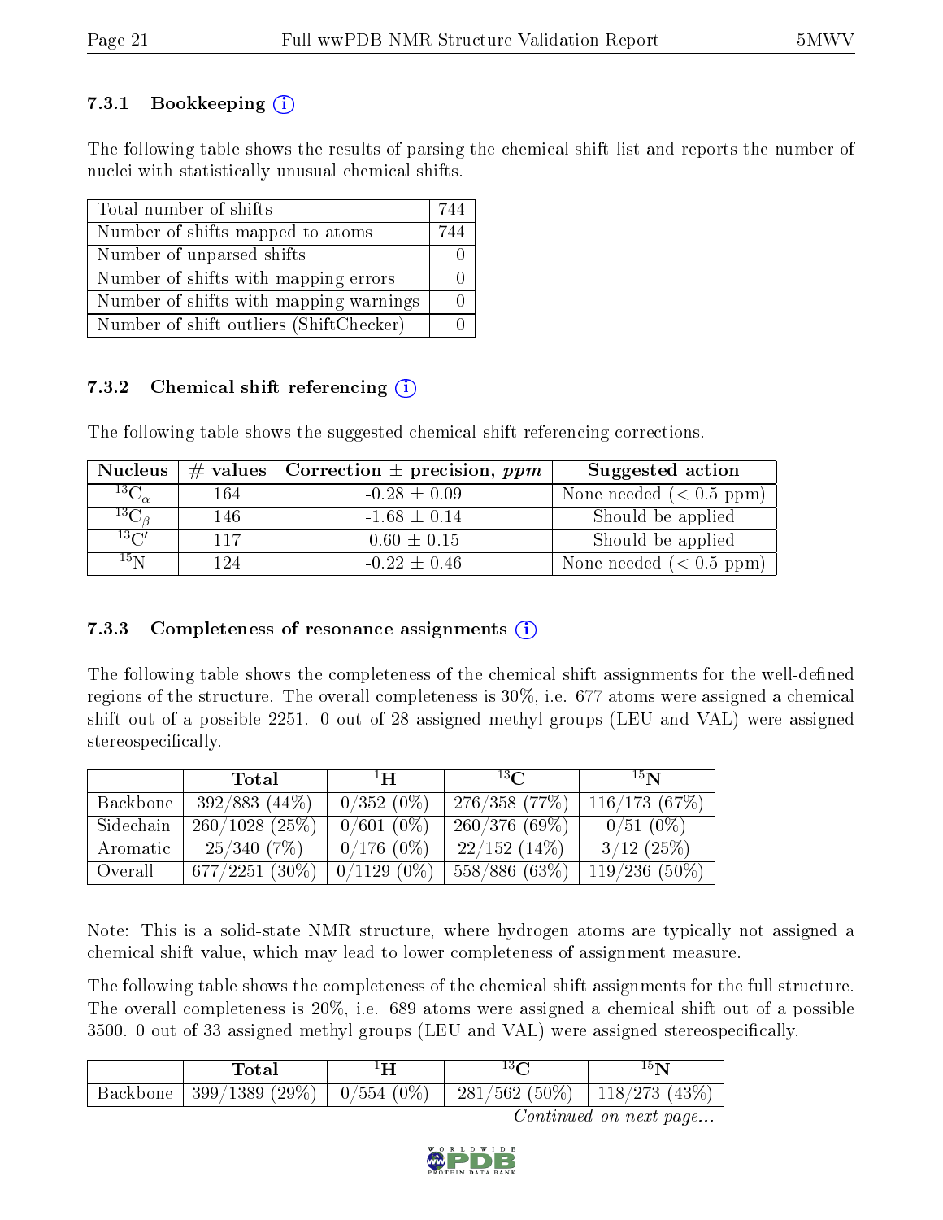### 7.3.1 Bookkeeping ⓘ

The following table shows the results of parsing the chemical shift list and reports the number of nuclei with statistically unusual chemical shifts.

| | |
|---|---|
| Total number of shifts | 744 |
| Number of shifts mapped to atoms | 744 |
| Number of unparsed shifts | 0 |
| Number of shifts with mapping errors | 0 |
| Number of shifts with mapping warnings | 0 |
| Number of shift outliers (ShiftChecker) | 0 |

### 7.3.2 Chemical shift referencing ⓘ

The following table shows the suggested chemical shift referencing corrections.

| Nucleus | # values | Correction ± precision, *ppm* | Suggested action |
|---|---|---|---|
| $^{13}C_{\alpha}$ | 164 | -0.28 ± 0.09 | None needed (< 0.5 ppm) |
| $^{13}C_{\beta}$ | 146 | -1.68 ± 0.14 | Should be applied |
| $^{13}C'$ | 117 | 0.60 ± 0.15 | Should be applied |
| $^{15}N$ | 124 | -0.22 ± 0.46 | None needed (< 0.5 ppm) |

### 7.3.3 Completeness of resonance assignments ⓘ

The following table shows the completeness of the chemical shift assignments for the well-defined regions of the structure. The overall completeness is 30%, i.e. 677 atoms were assigned a chemical shift out of a possible 2251. 0 out of 28 assigned methyl groups (LEU and VAL) were assigned stereospecifically.

| | Total | $^{1}H$ | $^{13}C$ | $^{15}N$ |
|---|---|---|---|---|
| Backbone | 392/883 (44%) | 0/352 (0%) | 276/358 (77%) | 116/173 (67%) |
| Sidechain | 260/1028 (25%) | 0/601 (0%) | 260/376 (69%) | 0/51 (0%) |
| Aromatic | 25/340 (7%) | 0/176 (0%) | 22/152 (14%) | 3/12 (25%) |
| Overall | 677/2251 (30%) | 0/1129 (0%) | 558/886 (63%) | 119/236 (50%) |

Note: This is a solid-state NMR structure, where hydrogen atoms are typically not assigned a chemical shift value, which may lead to lower completeness of assignment measure.

The following table shows the completeness of the chemical shift assignments for the full structure. The overall completeness is 20%, i.e. 689 atoms were assigned a chemical shift out of a possible 3500. 0 out of 33 assigned methyl groups (LEU and VAL) were assigned stereospecifically.

| | Total | $^{1}H$ | $^{13}C$ | $^{15}N$ |
|---|---|---|---|---|
| Backbone | 399/1389 (29%) | 0/554 (0%) | 281/562 (50%) | 118/273 (43%) |

*Continued on next page...*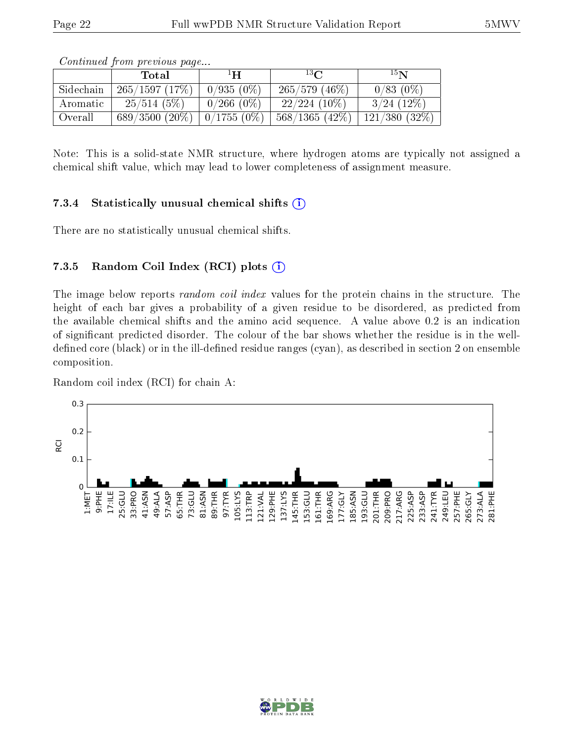*Continued from previous page...*

| | Total | $^{1}$H | $^{13}$C | $^{15}$N |
|---|---|---|---|---|
| Sidechain | 265/1597 (17%) | 0/935 (0%) | 265/579 (46%) | 0/83 (0%) |
| Aromatic | 25/514 (5%) | 0/266 (0%) | 22/224 (10%) | 3/24 (12%) |
| Overall | 689/3500 (20%) | 0/1755 (0%) | 568/1365 (42%) | 121/380 (32%) |

Note: This is a solid-state NMR structure, where hydrogen atoms are typically not assigned a chemical shift value, which may lead to lower completeness of assignment measure.

### 7.3.4 Statistically unusual chemical shifts (i)

There are no statistically unusual chemical shifts.

### 7.3.5 Random Coil Index (RCI) plots (i)

The image below reports *random coil index* values for the protein chains in the structure. The height of each bar gives a probability of a given residue to be disordered, as predicted from the available chemical shifts and the amino acid sequence. A value above 0.2 is an indication of significant predicted disorder. The colour of the bar shows whether the residue is in the well-defined core (black) or in the ill-defined residue ranges (cyan), as described in section 2 on ensemble composition.

Random coil index (RCI) for chain A:

0.3
0.2
0.1
0
RCI
1:MET
9:PHE
17:ILE
25:GLU
33:PRO
41:ASN
49:ALA
57:ASP
65:THR
73:GLU
81:ASN
89:THR
97:TYR
105:LYS
113:TRP
121:VAL
129:PHE
137:LYS
145:THR
153:GLU
161:THR
169:ARG
177:GLY
185:ASN
193:GLU
201:THR
209:PRO
217:ARG
225:ASP
233:ASP
241:TYR
249:LEU
257:PHE
265:GLY
273:ALA
281:PHE